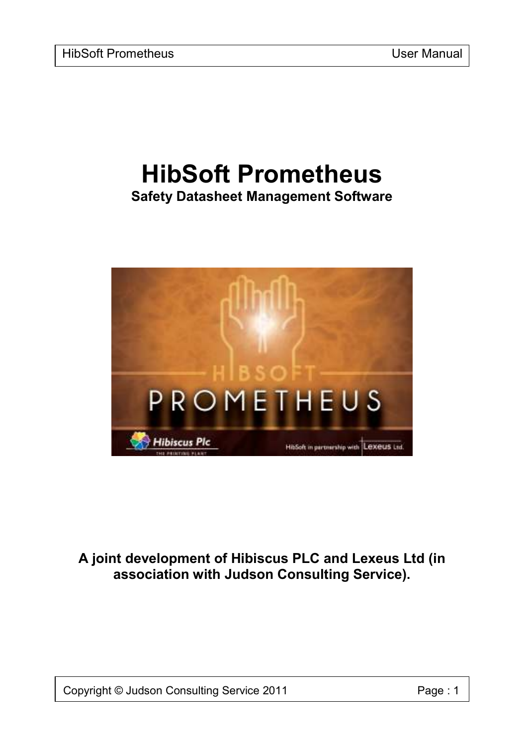# HibSoft Prometheus

**Safety Datasheet Management Software**

**A joint development of Hibiscus PLC and Lexeus Ltd (in association with Judson Consulting Service).**

Copyright © Judson Consulting Service 2011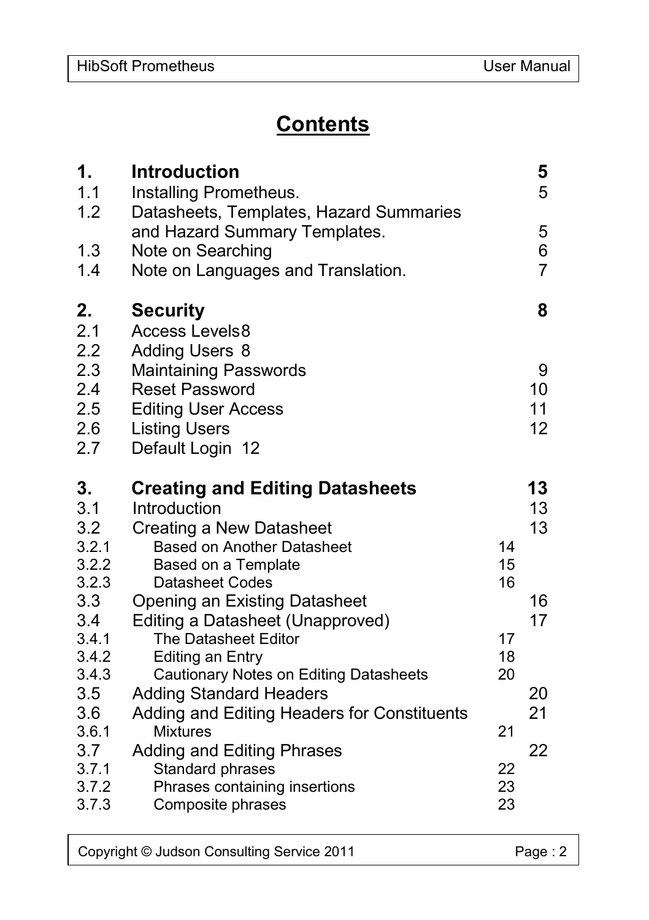# Contents

| | | |
|---|---|---|
| **1.** | **Introduction** | **5** |
| 1.1 | Installing Prometheus. | 5 |
| 1.2 | Datasheets, Templates, Hazard Summaries and Hazard Summary Templates. | 5 |
| 1.3 | Note on Searching | 6 |
| 1.4 | Note on Languages and Translation. | 7 |
| **2.** | **Security** | **8** |
| 2.1 | Access Levels | 8 |
| 2.2 | Adding Users | 8 |
| 2.3 | Maintaining Passwords | 9 |
| 2.4 | Reset Password | 10 |
| 2.5 | Editing User Access | 11 |
| 2.6 | Listing Users | 12 |
| 2.7 | Default Login | 12 |
| **3.** | **Creating and Editing Datasheets** | **13** |
| 3.1 | Introduction | 13 |
| 3.2 | Creating a New Datasheet | 13 |
| 3.2.1 | Based on Another Datasheet | 14 |
| 3.2.2 | Based on a Template | 15 |
| 3.2.3 | Datasheet Codes | 16 |
| 3.3 | Opening an Existing Datasheet | 16 |
| 3.4 | Editing a Datasheet (Unapproved) | 17 |
| 3.4.1 | The Datasheet Editor | 17 |
| 3.4.2 | Editing an Entry | 18 |
| 3.4.3 | Cautionary Notes on Editing Datasheets | 20 |
| 3.5 | Adding Standard Headers | 20 |
| 3.6 | Adding and Editing Headers for Constituents | 21 |
| 3.6.1 | Mixtures | 21 |
| 3.7 | Adding and Editing Phrases | 22 |
| 3.7.1 | Standard phrases | 22 |
| 3.7.2 | Phrases containing insertions | 23 |
| 3.7.3 | Composite phrases | 23 |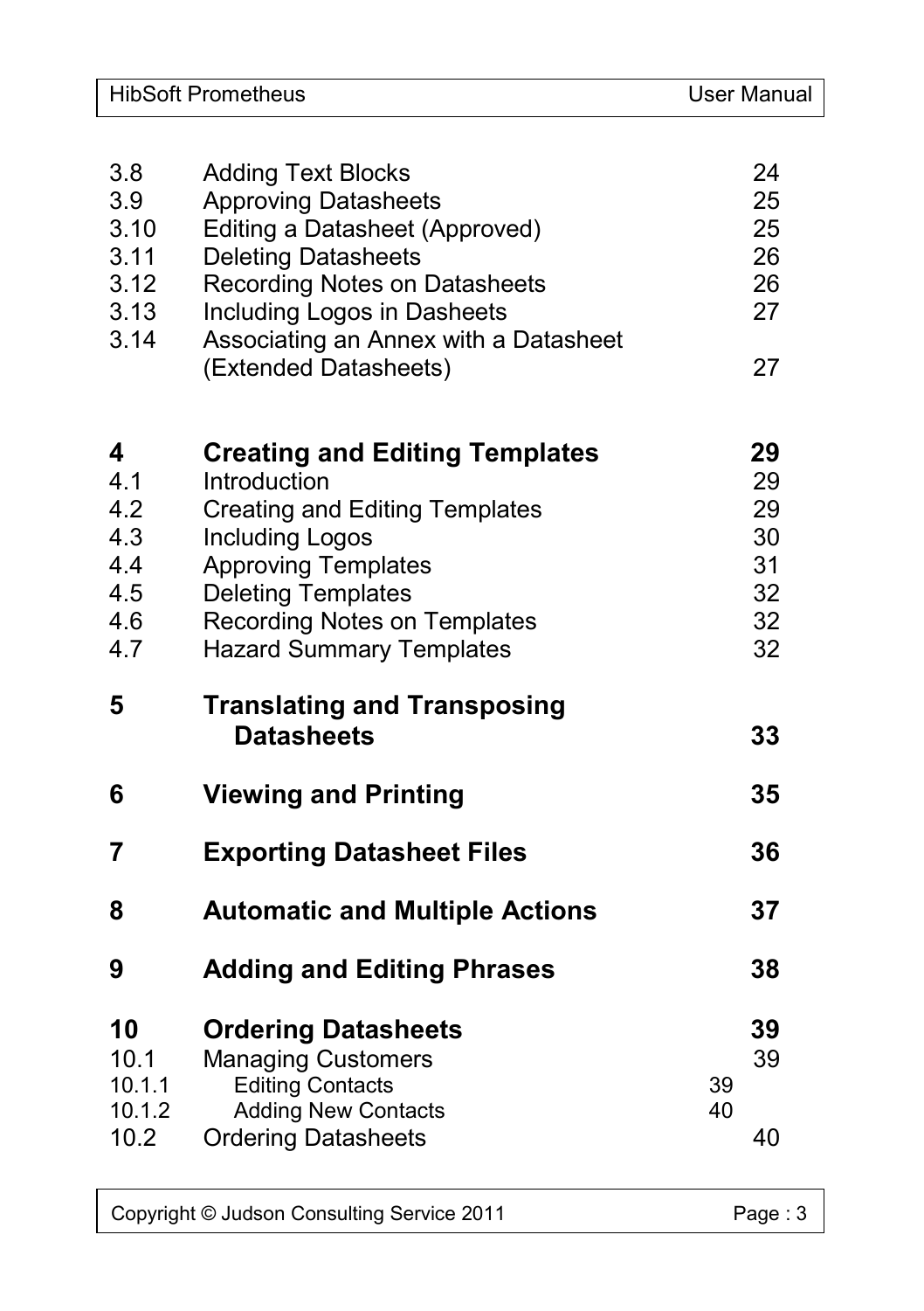| | | |
|---|---|---|
| 3.8 | Adding Text Blocks | 24 |
| 3.9 | Approving Datasheets | 25 |
| 3.10 | Editing a Datasheet (Approved) | 25 |
| 3.11 | Deleting Datasheets | 26 |
| 3.12 | Recording Notes on Datasheets | 26 |
| 3.13 | Including Logos in Dasheets | 27 |
| 3.14 | Associating an Annex with a Datasheet (Extended Datasheets) | 27 |
| **4** | **Creating and Editing Templates** | **29** |
| 4.1 | Introduction | 29 |
| 4.2 | Creating and Editing Templates | 29 |
| 4.3 | Including Logos | 30 |
| 4.4 | Approving Templates | 31 |
| 4.5 | Deleting Templates | 32 |
| 4.6 | Recording Notes on Templates | 32 |
| 4.7 | Hazard Summary Templates | 32 |
| **5** | **Translating and Transposing Datasheets** | **33** |
| **6** | **Viewing and Printing** | **35** |
| **7** | **Exporting Datasheet Files** | **36** |
| **8** | **Automatic and Multiple Actions** | **37** |
| **9** | **Adding and Editing Phrases** | **38** |
| **10** | **Ordering Datasheets** | **39** |
| 10.1 | Managing Customers | 39 |
| 10.1.1 | Editing Contacts | 39 |
| 10.1.2 | Adding New Contacts | 40 |
| 10.2 | Ordering Datasheets | 40 |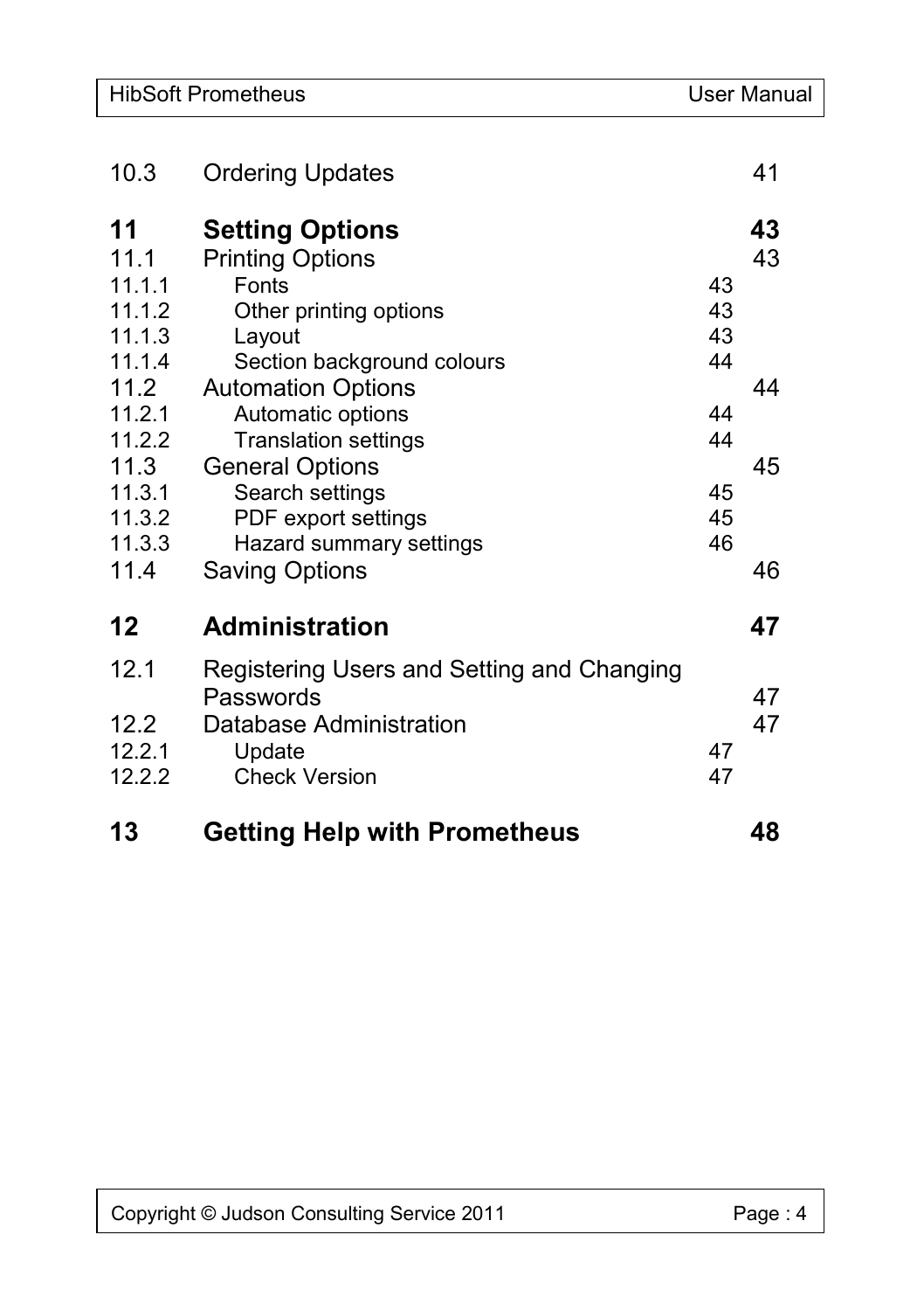| | | |
|---|---|---|
| 10.3 | Ordering Updates | 41 |
| **11** | **Setting Options** | **43** |
| 11.1 | Printing Options | 43 |
| 11.1.1 | Fonts | 43 |
| 11.1.2 | Other printing options | 43 |
| 11.1.3 | Layout | 43 |
| 11.1.4 | Section background colours | 44 |
| 11.2 | Automation Options | 44 |
| 11.2.1 | Automatic options | 44 |
| 11.2.2 | Translation settings | 44 |
| 11.3 | General Options | 45 |
| 11.3.1 | Search settings | 45 |
| 11.3.2 | PDF export settings | 45 |
| 11.3.3 | Hazard summary settings | 46 |
| 11.4 | Saving Options | 46 |
| **12** | **Administration** | **47** |
| 12.1 | Registering Users and Setting and Changing Passwords | 47 |
| 12.2 | Database Administration | 47 |
| 12.2.1 | Update | 47 |
| 12.2.2 | Check Version | 47 |
| **13** | **Getting Help with Prometheus** | **48** |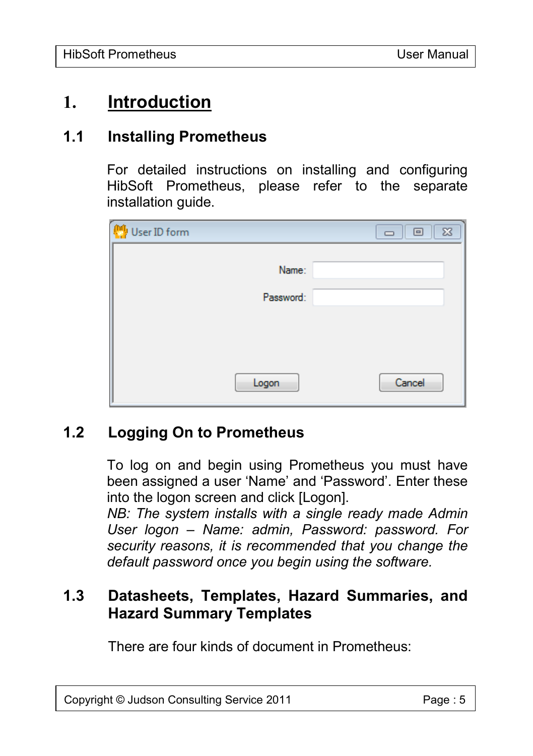# 1. Introduction

## 1.1 Installing Prometheus

For detailed instructions on installing and configuring HibSoft Prometheus, please refer to the separate installation guide.

## 1.2 Logging On to Prometheus

To log on and begin using Prometheus you must have been assigned a user 'Name' and 'Password'. Enter these into the logon screen and click [Logon].

*NB: The system installs with a single ready made Admin User logon – Name: admin, Password: password. For security reasons, it is recommended that you change the default password once you begin using the software.*

## 1.3 Datasheets, Templates, Hazard Summaries, and Hazard Summary Templates

There are four kinds of document in Prometheus: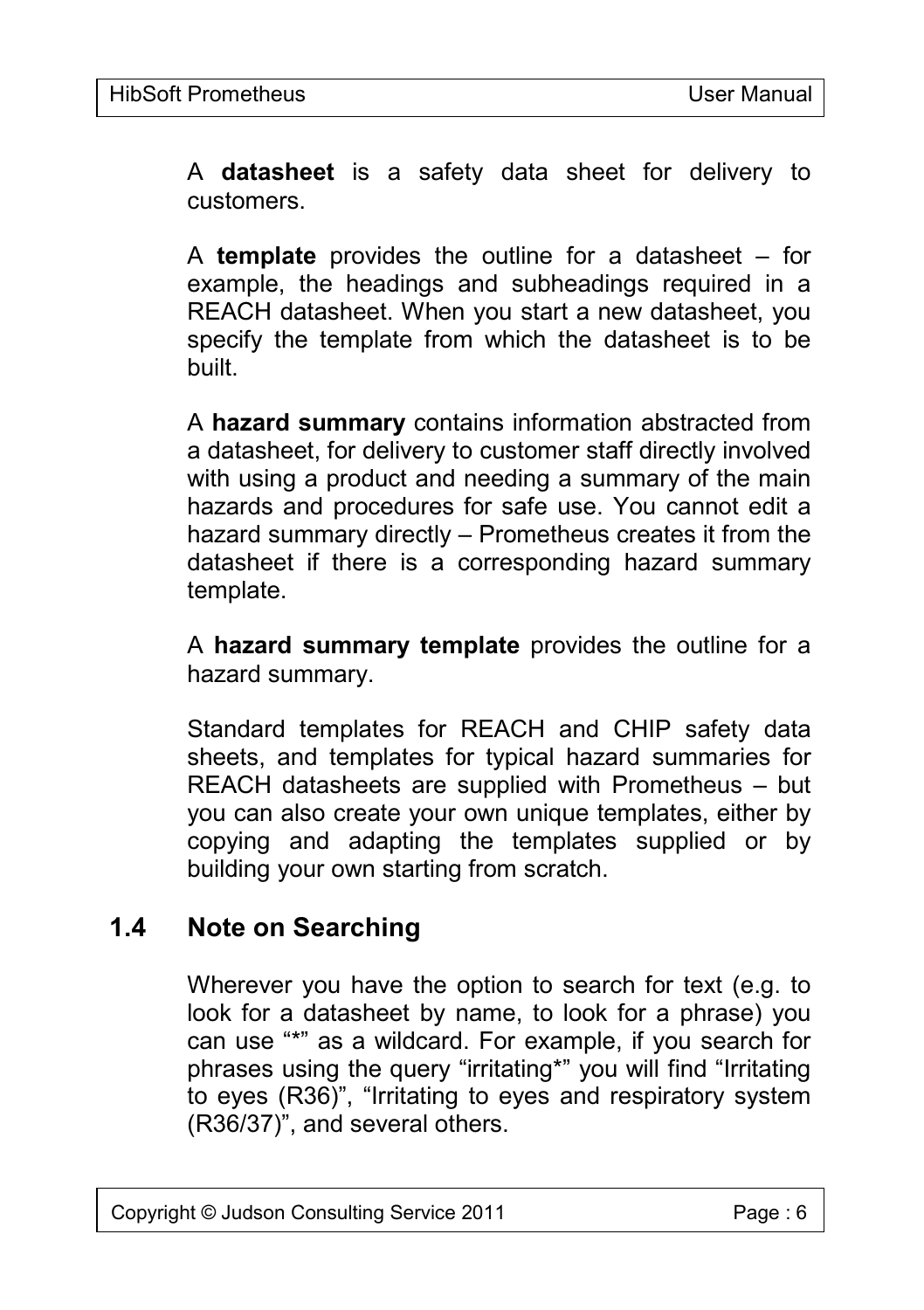A **datasheet** is a safety data sheet for delivery to customers.

A **template** provides the outline for a datasheet – for example, the headings and subheadings required in a REACH datasheet. When you start a new datasheet, you specify the template from which the datasheet is to be built.

A **hazard summary** contains information abstracted from a datasheet, for delivery to customer staff directly involved with using a product and needing a summary of the main hazards and procedures for safe use. You cannot edit a hazard summary directly – Prometheus creates it from the datasheet if there is a corresponding hazard summary template.

A **hazard summary template** provides the outline for a hazard summary.

Standard templates for REACH and CHIP safety data sheets, and templates for typical hazard summaries for REACH datasheets are supplied with Prometheus – but you can also create your own unique templates, either by copying and adapting the templates supplied or by building your own starting from scratch.

## 1.4 Note on Searching

Wherever you have the option to search for text (e.g. to look for a datasheet by name, to look for a phrase) you can use "*" as a wildcard. For example, if you search for phrases using the query "irritating*" you will find "Irritating to eyes (R36)", "Irritating to eyes and respiratory system (R36/37)", and several others.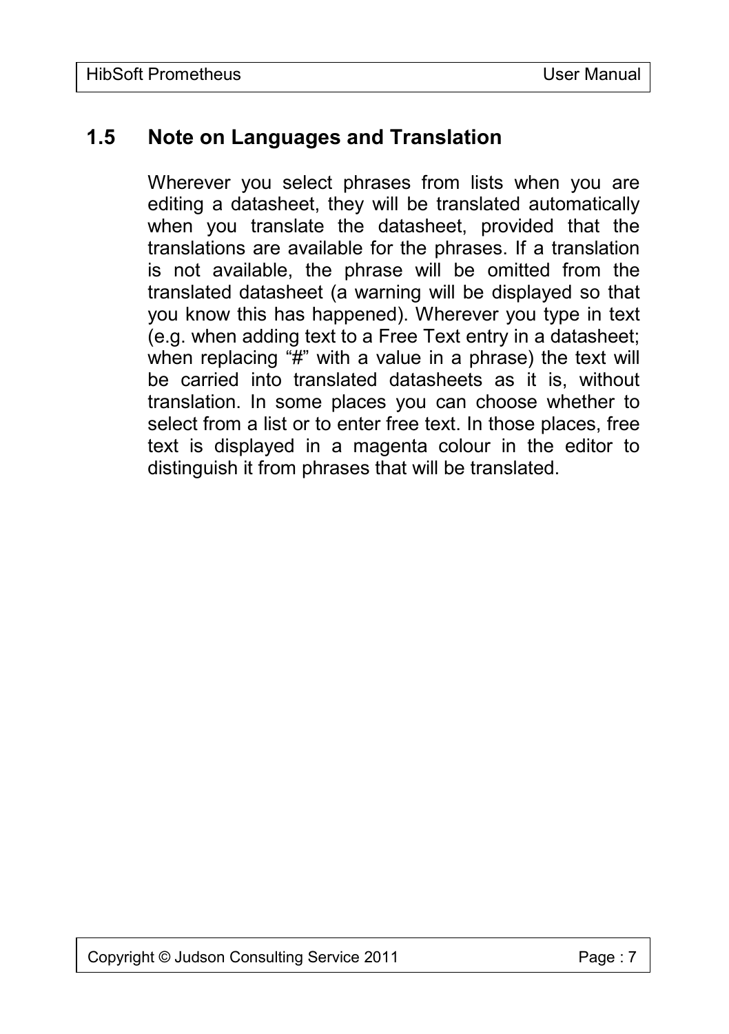## 1.5 Note on Languages and Translation

Wherever you select phrases from lists when you are editing a datasheet, they will be translated automatically when you translate the datasheet, provided that the translations are available for the phrases. If a translation is not available, the phrase will be omitted from the translated datasheet (a warning will be displayed so that you know this has happened). Wherever you type in text (e.g. when adding text to a Free Text entry in a datasheet; when replacing “#” with a value in a phrase) the text will be carried into translated datasheets as it is, without translation. In some places you can choose whether to select from a list or to enter free text. In those places, free text is displayed in a magenta colour in the editor to distinguish it from phrases that will be translated.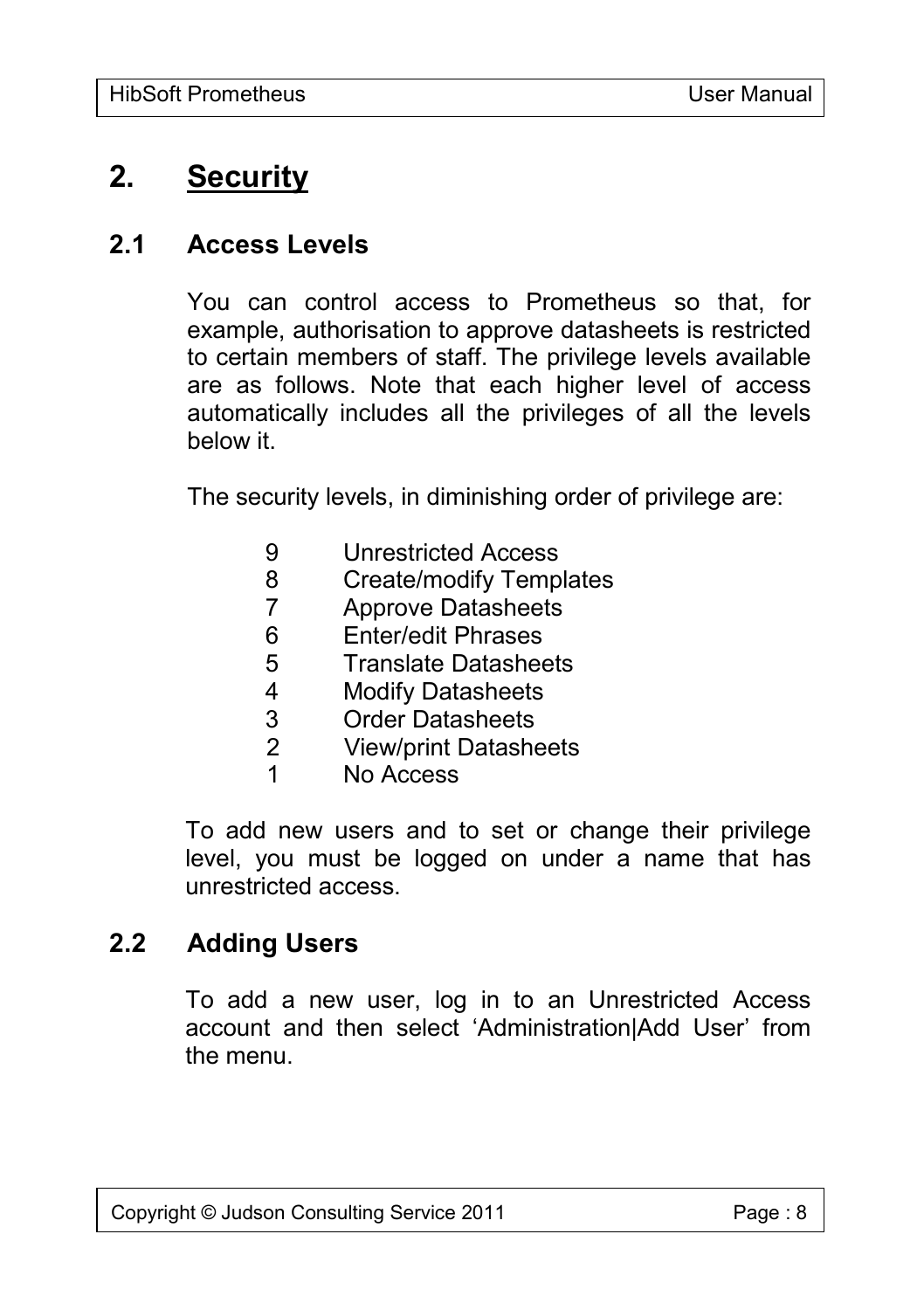# 2. Security

## 2.1 Access Levels

You can control access to Prometheus so that, for example, authorisation to approve datasheets is restricted to certain members of staff. The privilege levels available are as follows. Note that each higher level of access automatically includes all the privileges of all the levels below it.

The security levels, in diminishing order of privilege are:

| | |
|---|---|
| 9 | Unrestricted Access |
| 8 | Create/modify Templates |
| 7 | Approve Datasheets |
| 6 | Enter/edit Phrases |
| 5 | Translate Datasheets |
| 4 | Modify Datasheets |
| 3 | Order Datasheets |
| 2 | View/print Datasheets |
| 1 | No Access |

To add new users and to set or change their privilege level, you must be logged on under a name that has unrestricted access.

## 2.2 Adding Users

To add a new user, log in to an Unrestricted Access account and then select 'Administration|Add User' from the menu.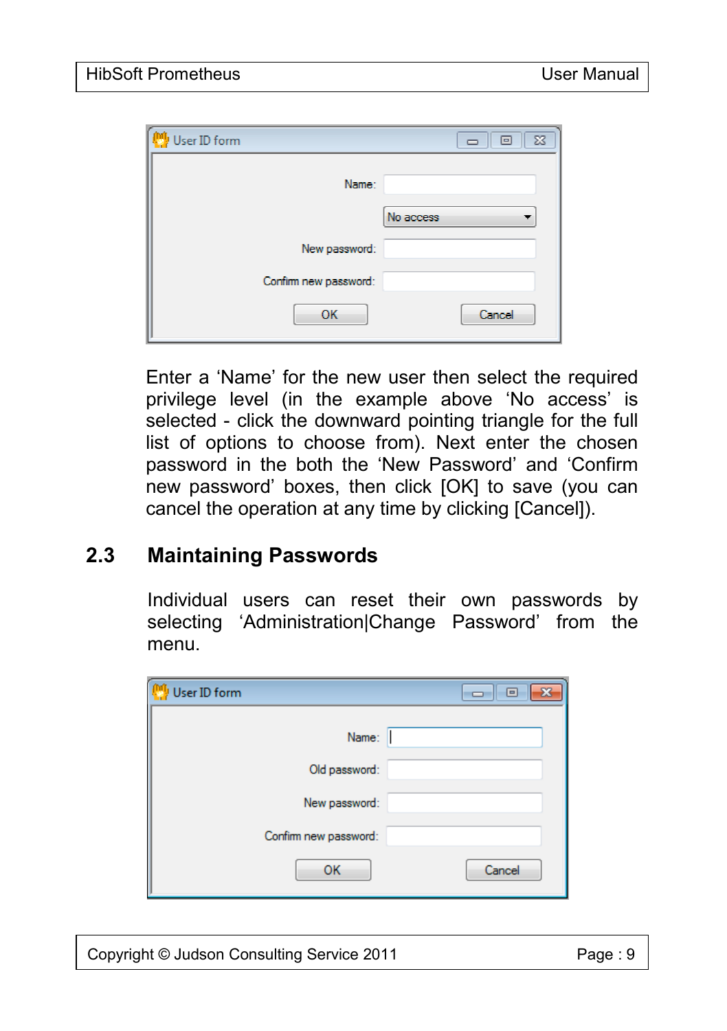Enter a 'Name' for the new user then select the required privilege level (in the example above 'No access' is selected - click the downward pointing triangle for the full list of options to choose from). Next enter the chosen password in the both the 'New Password' and 'Confirm new password' boxes, then click [OK] to save (you can cancel the operation at any time by clicking [Cancel]).

## 2.3 Maintaining Passwords

Individual users can reset their own passwords by selecting 'Administration|Change Password' from the menu.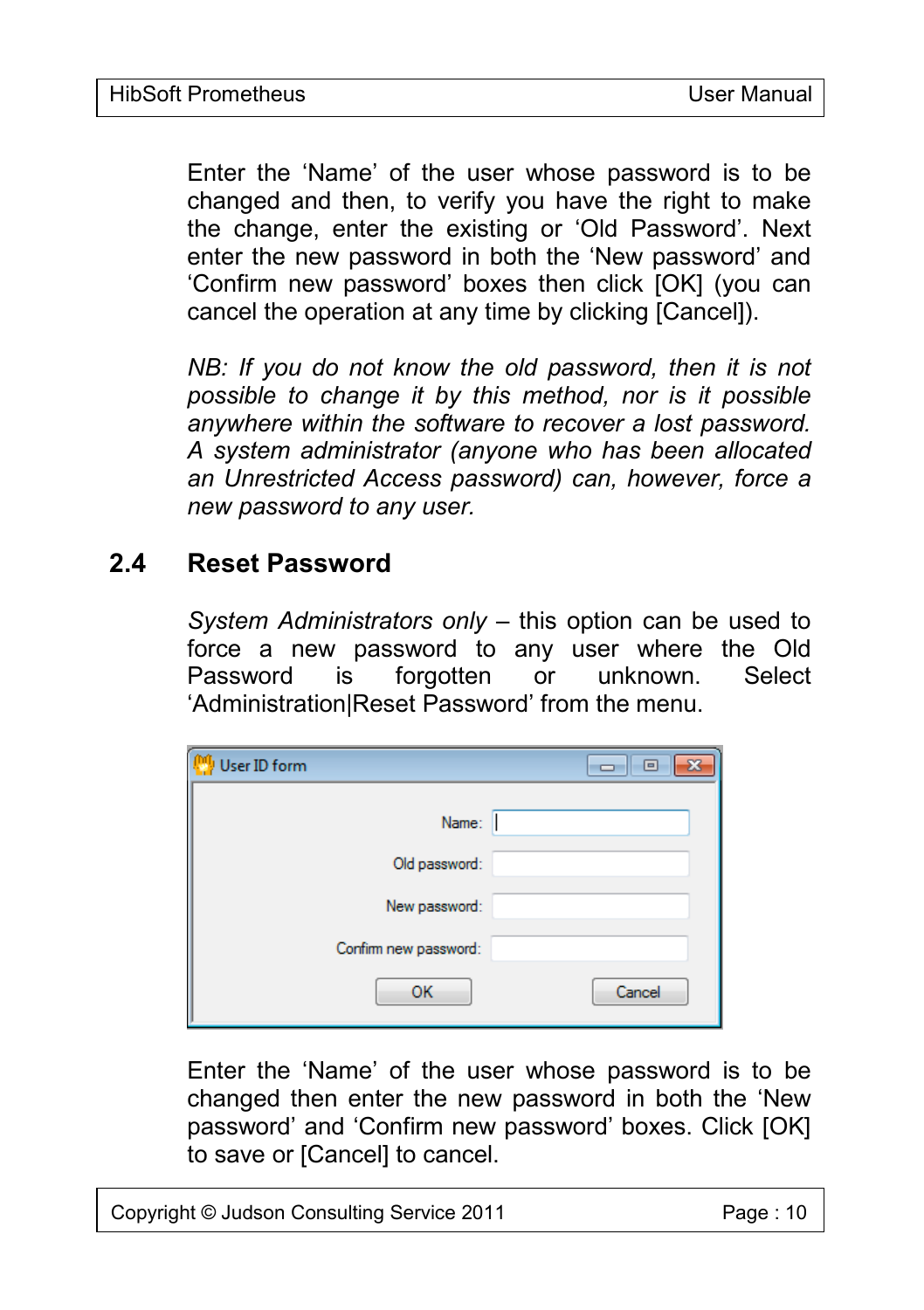Enter the 'Name' of the user whose password is to be changed and then, to verify you have the right to make the change, enter the existing or 'Old Password'. Next enter the new password in both the 'New password' and 'Confirm new password' boxes then click [OK] (you can cancel the operation at any time by clicking [Cancel]).

*NB: If you do not know the old password, then it is not possible to change it by this method, nor is it possible anywhere within the software to recover a lost password. A system administrator (anyone who has been allocated an Unrestricted Access password) can, however, force a new password to any user.*

## 2.4 Reset Password

*System Administrators only* – this option can be used to force a new password to any user where the Old Password is forgotten or unknown. Select 'Administration|Reset Password' from the menu.

Enter the 'Name' of the user whose password is to be changed then enter the new password in both the 'New password' and 'Confirm new password' boxes. Click [OK] to save or [Cancel] to cancel.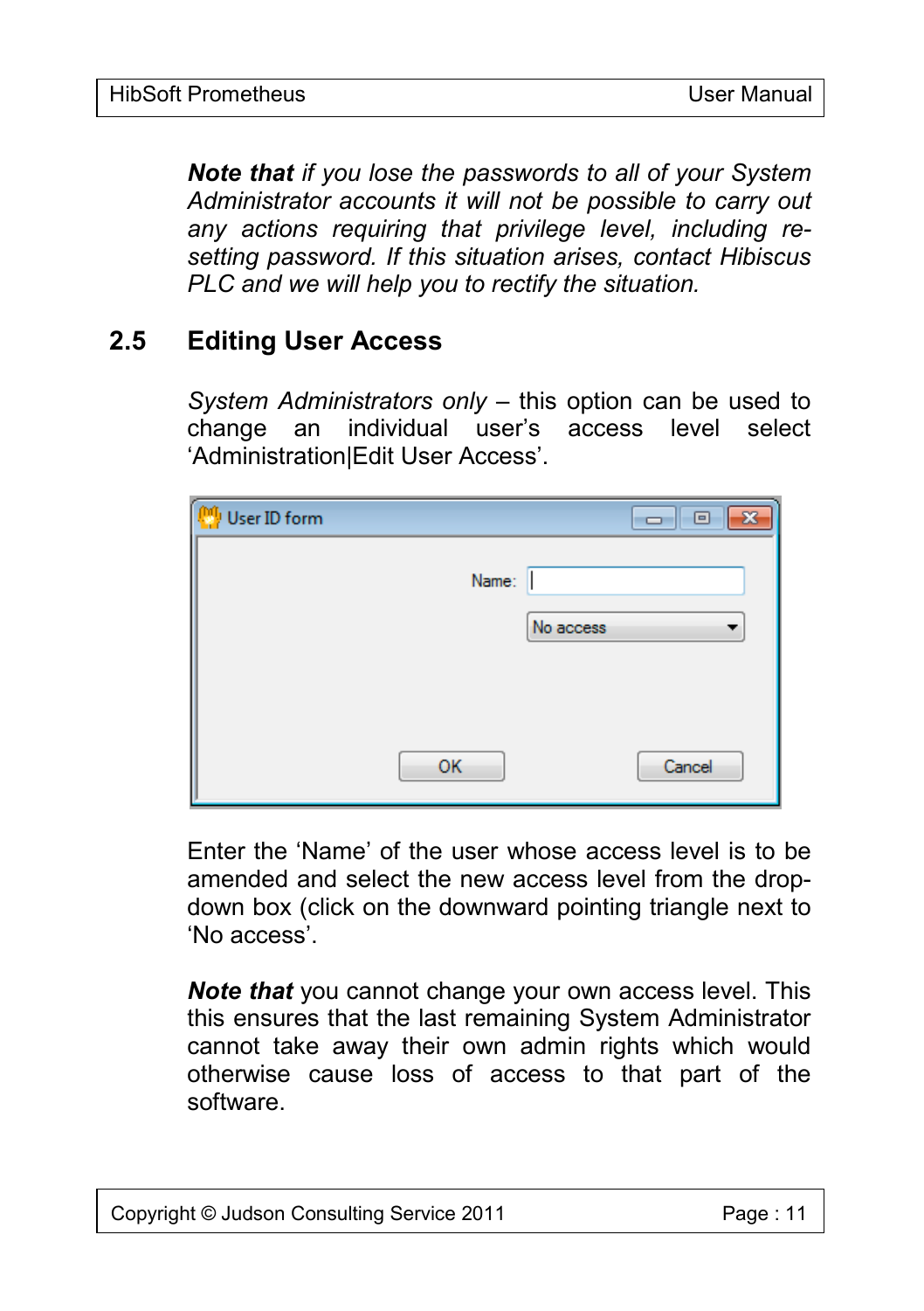*Note that if you lose the passwords to all of your System Administrator accounts it will not be possible to carry out any actions requiring that privilege level, including re-setting password. If this situation arises, contact Hibiscus PLC and we will help you to rectify the situation.*

## 2.5 Editing User Access

*System Administrators only* – this option can be used to change an individual user's access level select 'Administration|Edit User Access'.

Enter the 'Name' of the user whose access level is to be amended and select the new access level from the drop-down box (click on the downward pointing triangle next to 'No access'.

***Note that*** you cannot change your own access level. This this ensures that the last remaining System Administrator cannot take away their own admin rights which would otherwise cause loss of access to that part of the software.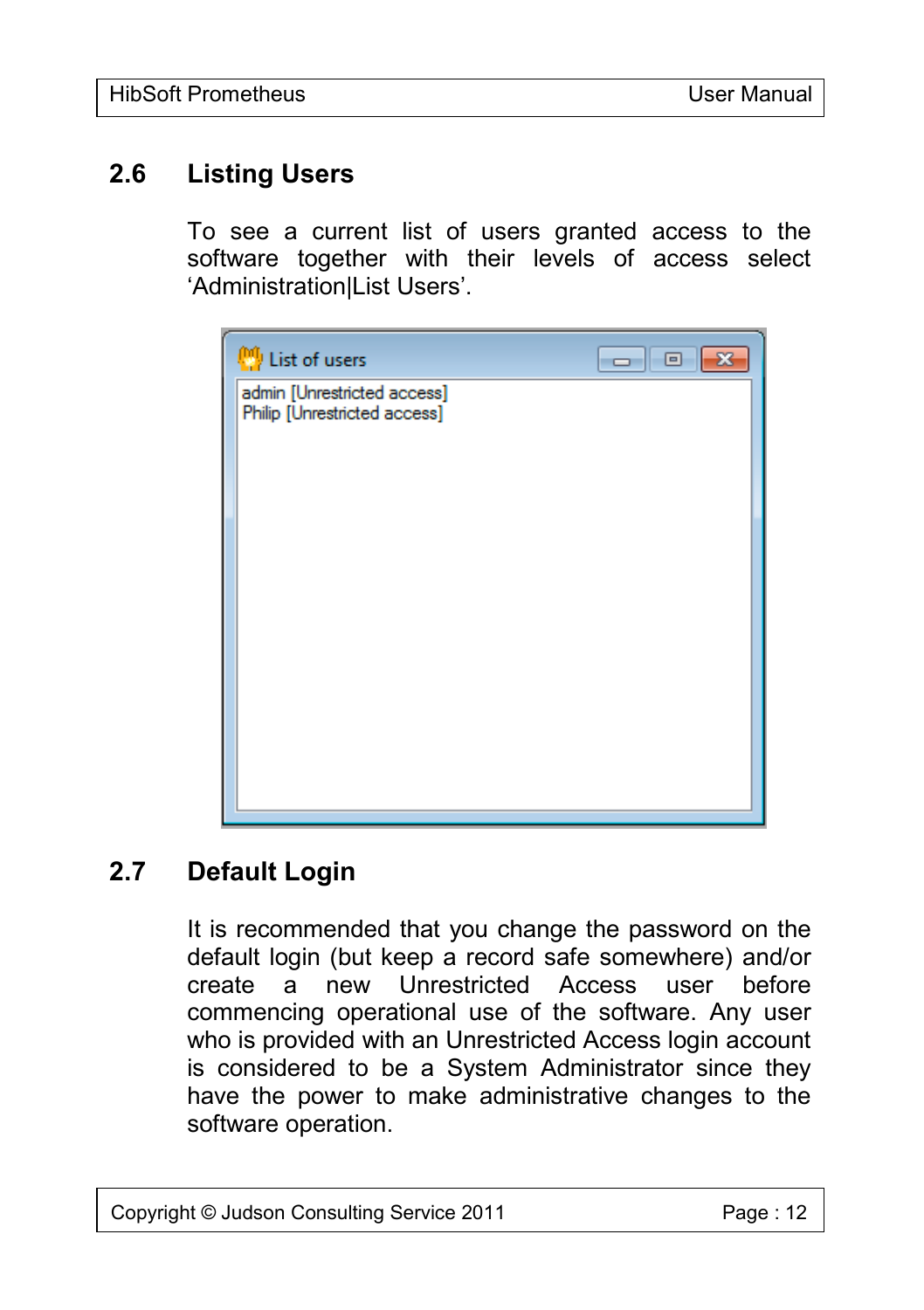## 2.6 Listing Users

To see a current list of users granted access to the software together with their levels of access select ‘Administration|List Users’.

## 2.7 Default Login

It is recommended that you change the password on the default login (but keep a record safe somewhere) and/or create a new Unrestricted Access user before commencing operational use of the software. Any user who is provided with an Unrestricted Access login account is considered to be a System Administrator since they have the power to make administrative changes to the software operation.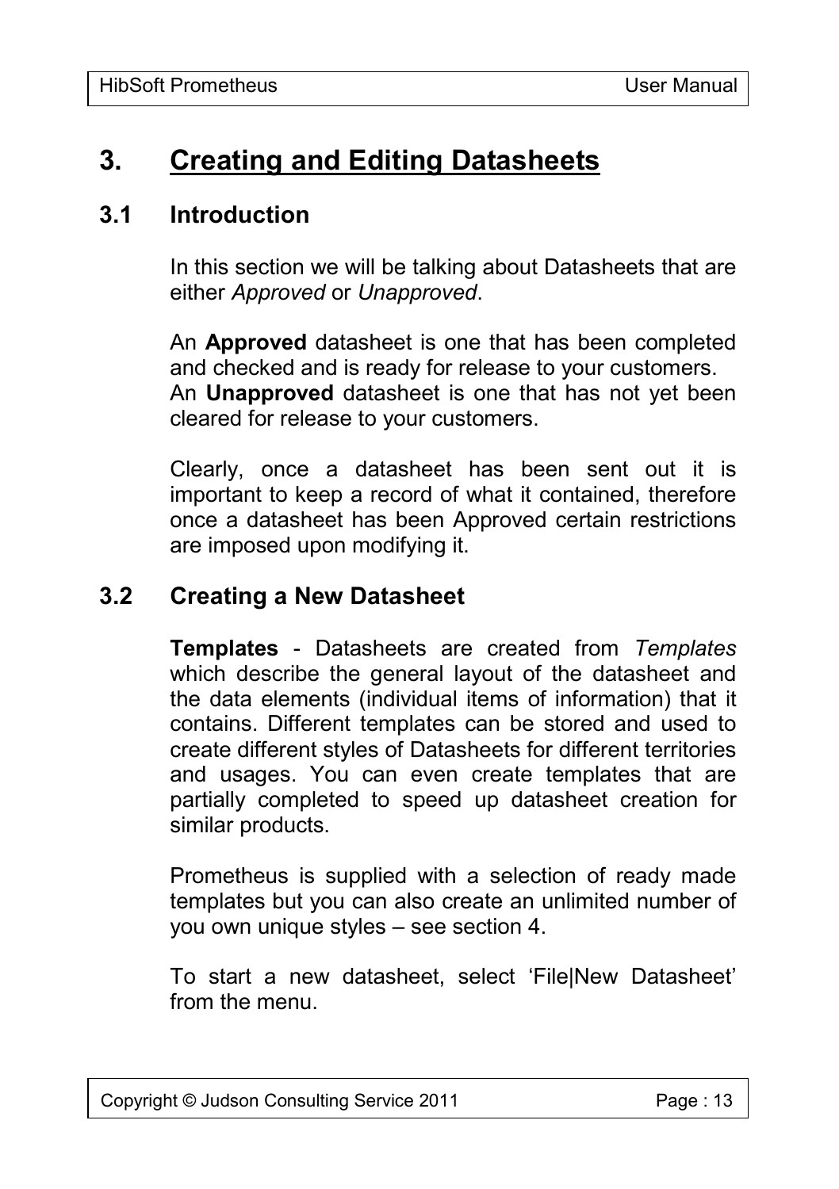# 3. Creating and Editing Datasheets

## 3.1 Introduction

In this section we will be talking about Datasheets that are either *Approved* or *Unapproved*.

An **Approved** datasheet is one that has been completed and checked and is ready for release to your customers.
An **Unapproved** datasheet is one that has not yet been cleared for release to your customers.

Clearly, once a datasheet has been sent out it is important to keep a record of what it contained, therefore once a datasheet has been Approved certain restrictions are imposed upon modifying it.

## 3.2 Creating a New Datasheet

**Templates** - Datasheets are created from *Templates* which describe the general layout of the datasheet and the data elements (individual items of information) that it contains. Different templates can be stored and used to create different styles of Datasheets for different territories and usages. You can even create templates that are partially completed to speed up datasheet creation for similar products.

Prometheus is supplied with a selection of ready made templates but you can also create an unlimited number of you own unique styles – see section 4.

To start a new datasheet, select 'File|New Datasheet' from the menu.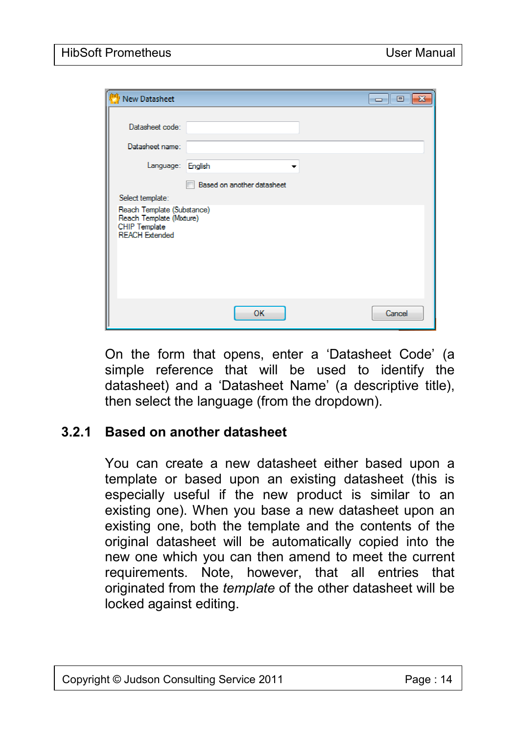On the form that opens, enter a 'Datasheet Code' (a simple reference that will be used to identify the datasheet) and a 'Datasheet Name' (a descriptive title), then select the language (from the dropdown).

### 3.2.1 Based on another datasheet

You can create a new datasheet either based upon a template or based upon an existing datasheet (this is especially useful if the new product is similar to an existing one). When you base a new datasheet upon an existing one, both the template and the contents of the original datasheet will be automatically copied into the new one which you can then amend to meet the current requirements. Note, however, that all entries that originated from the *template* of the other datasheet will be locked against editing.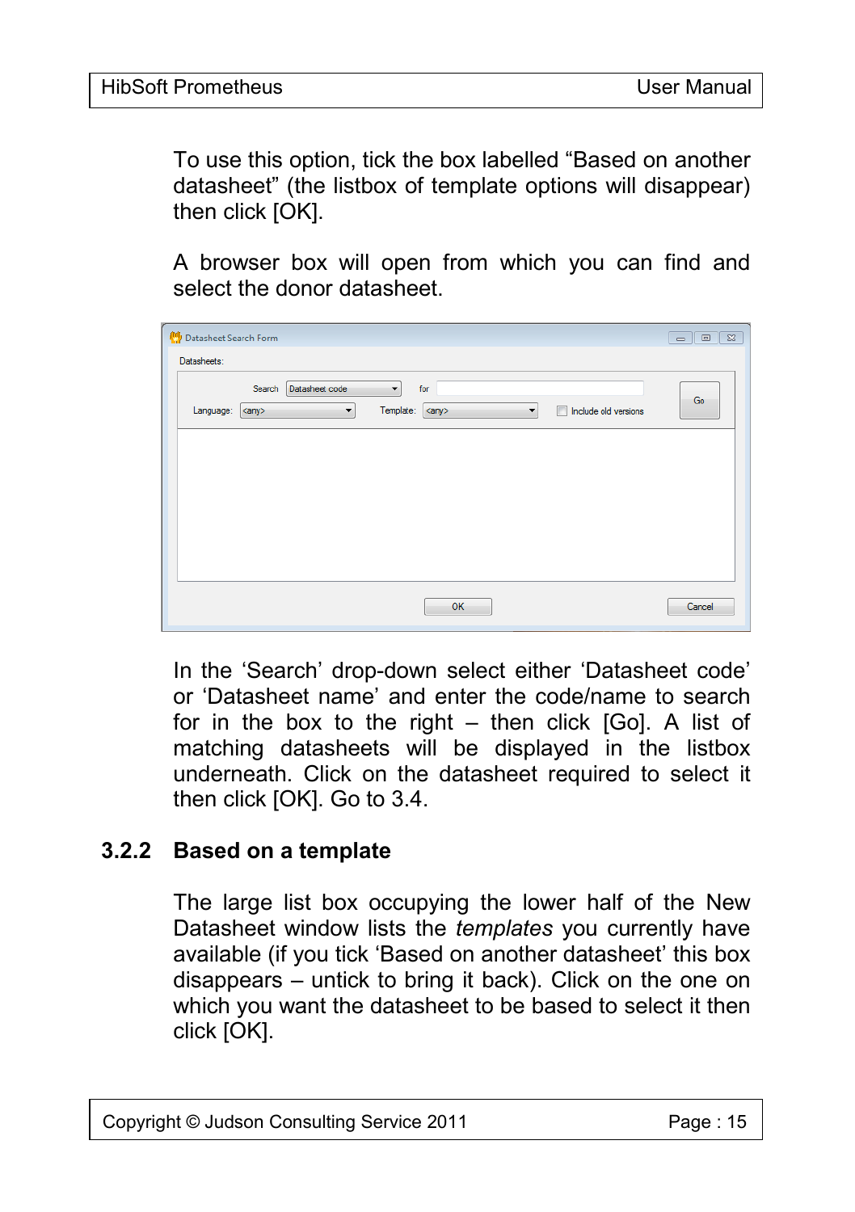To use this option, tick the box labelled “Based on another datasheet” (the listbox of template options will disappear) then click [OK].

A browser box will open from which you can find and select the donor datasheet.

In the ‘Search’ drop-down select either ‘Datasheet code’ or ‘Datasheet name’ and enter the code/name to search for in the box to the right – then click [Go]. A list of matching datasheets will be displayed in the listbox underneath. Click on the datasheet required to select it then click [OK]. Go to 3.4.

### 3.2.2 Based on a template

The large list box occupying the lower half of the New Datasheet window lists the *templates* you currently have available (if you tick ‘Based on another datasheet’ this box disappears – untick to bring it back). Click on the one on which you want the datasheet to be based to select it then click [OK].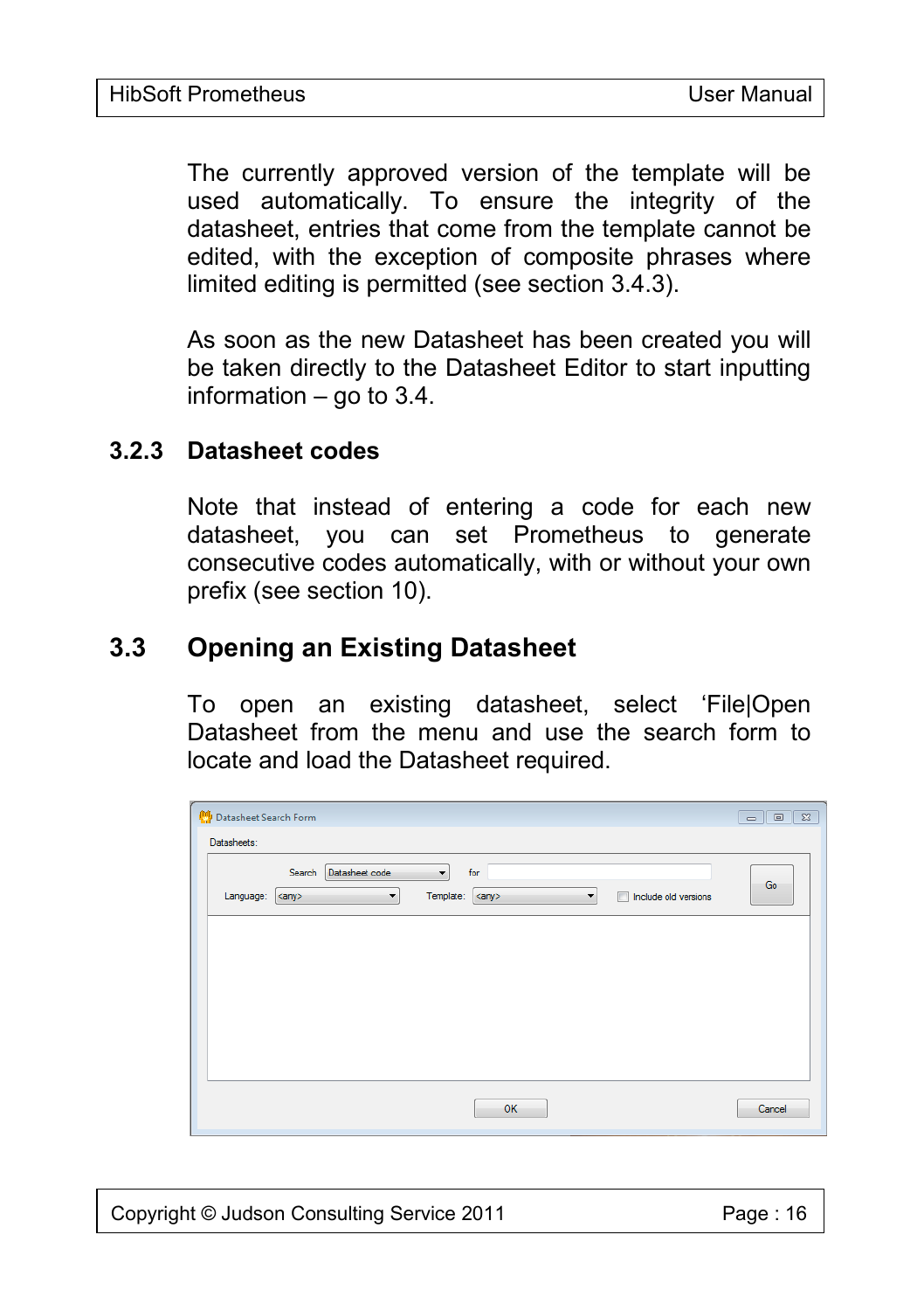The currently approved version of the template will be used automatically. To ensure the integrity of the datasheet, entries that come from the template cannot be edited, with the exception of composite phrases where limited editing is permitted (see section 3.4.3).

As soon as the new Datasheet has been created you will be taken directly to the Datasheet Editor to start inputting information – go to 3.4.

### 3.2.3 Datasheet codes

Note that instead of entering a code for each new datasheet, you can set Prometheus to generate consecutive codes automatically, with or without your own prefix (see section 10).

## 3.3 Opening an Existing Datasheet

To open an existing datasheet, select ‘File|Open Datasheet from the menu and use the search form to locate and load the Datasheet required.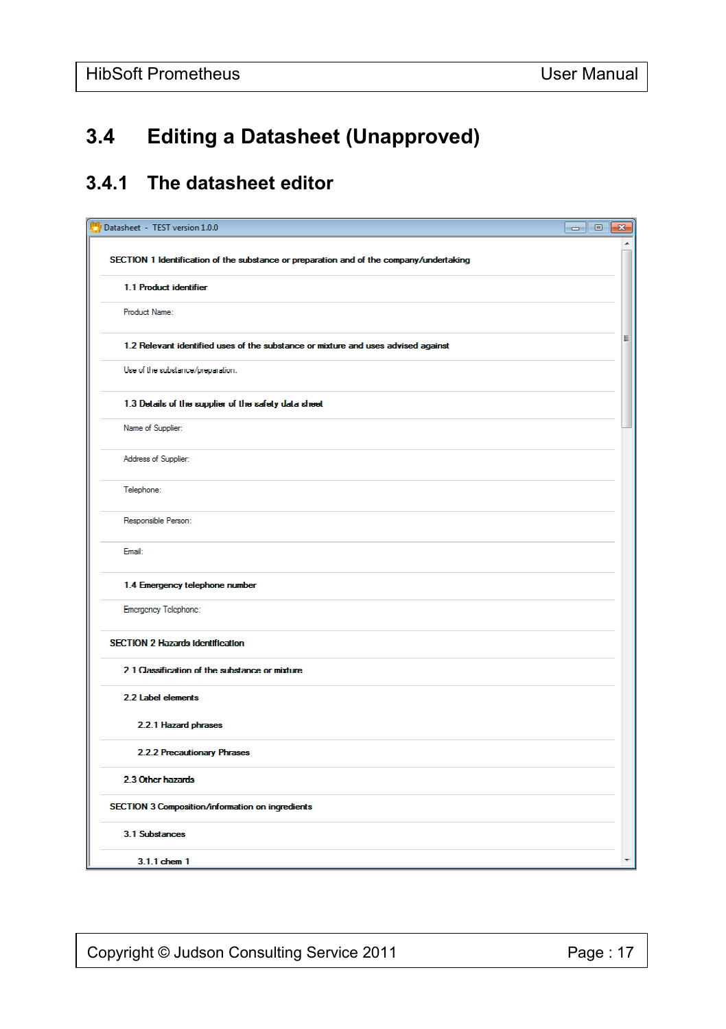## 3.4 Editing a Datasheet (Unapproved)

### 3.4.1 The datasheet editor

Datasheet - TEST version 1.0.0

SECTION 1 Identification of the substance or preparation and of the company/undertaking

1.1 Product identifier

Product Name:

1.2 Relevant identified uses of the substance or mixture and uses advised against

Use of the substance/preparation:

1.3 Details of the supplier of the safety data sheet

Name of Supplier:

Address of Supplier:

Telephone:

Responsible Person:

Email:

1.4 Emergency telephone number

Emergency Telephone:

SECTION 2 Hazards Identification

2.1 Classification of the substance or mixture

2.2 Label elements

2.2.1 Hazard phrases

2.2.2 Precautionary Phrases

2.3 Other hazards

SECTION 3 Composition/information on ingredients

3.1 Substances

3.1.1 chem 1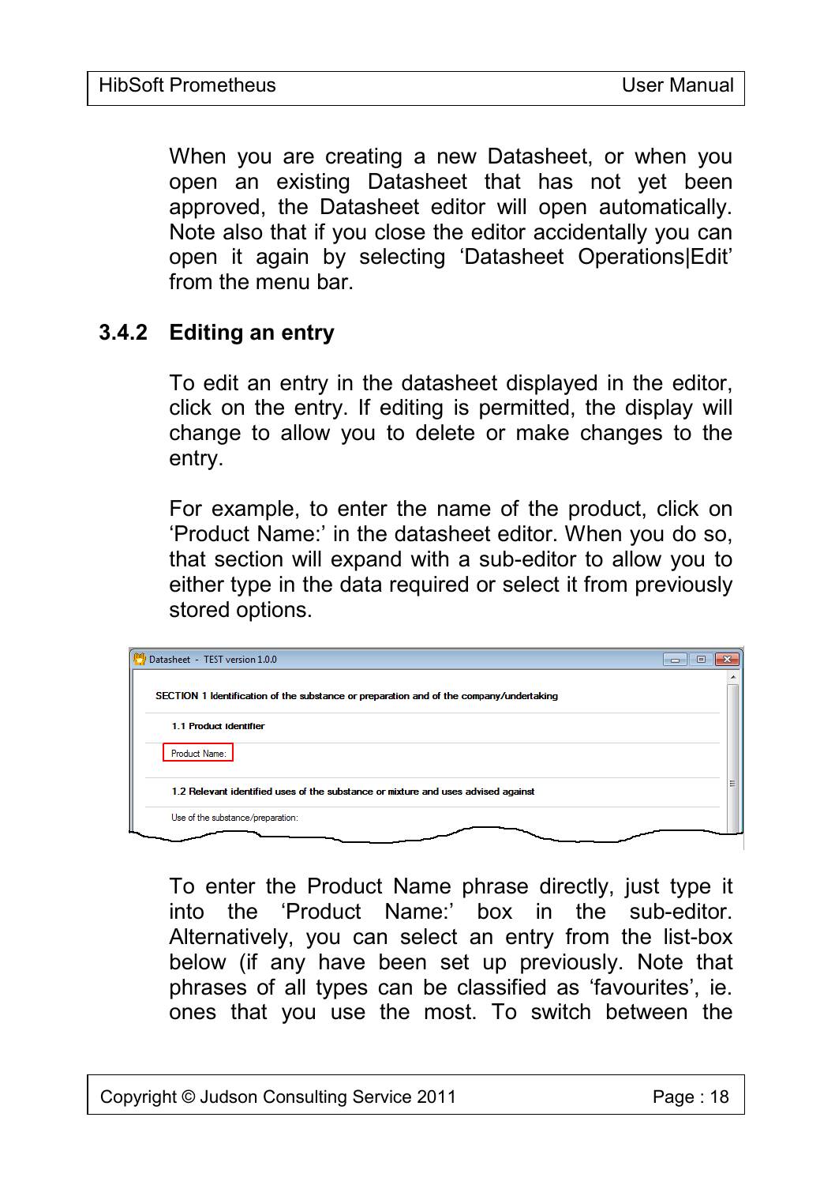When you are creating a new Datasheet, or when you open an existing Datasheet that has not yet been approved, the Datasheet editor will open automatically. Note also that if you close the editor accidentally you can open it again by selecting 'Datasheet Operations|Edit' from the menu bar.

### 3.4.2 Editing an entry

To edit an entry in the datasheet displayed in the editor, click on the entry. If editing is permitted, the display will change to allow you to delete or make changes to the entry.

For example, to enter the name of the product, click on 'Product Name:' in the datasheet editor. When you do so, that section will expand with a sub-editor to allow you to either type in the data required or select it from previously stored options.

To enter the Product Name phrase directly, just type it into the 'Product Name:' box in the sub-editor. Alternatively, you can select an entry from the list-box below (if any have been set up previously. Note that phrases of all types can be classified as 'favourites', ie. ones that you use the most. To switch between the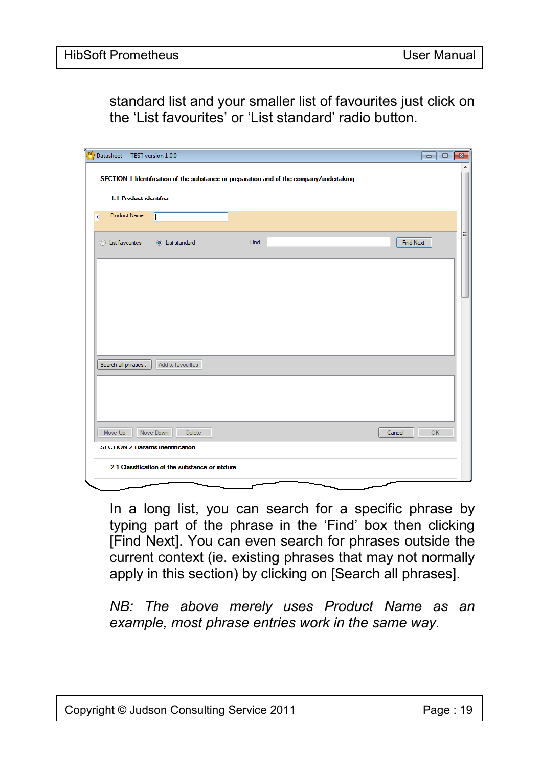standard list and your smaller list of favourites just click on the ‘List favourites’ or ‘List standard’ radio button.

In a long list, you can search for a specific phrase by typing part of the phrase in the ‘Find’ box then clicking [Find Next]. You can even search for phrases outside the current context (ie. existing phrases that may not normally apply in this section) by clicking on [Search all phrases].

*NB: The above merely uses Product Name as an example, most phrase entries work in the same way.*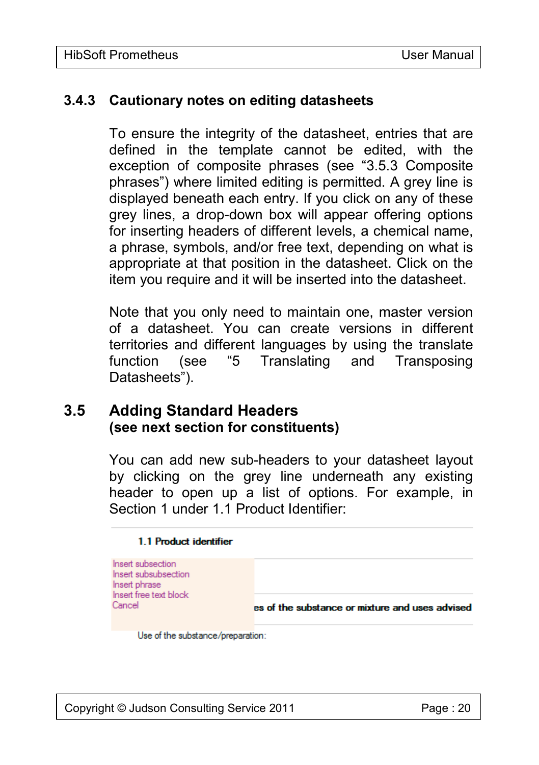### 3.4.3 Cautionary notes on editing datasheets

To ensure the integrity of the datasheet, entries that are defined in the template cannot be edited, with the exception of composite phrases (see “3.5.3 Composite phrases”) where limited editing is permitted. A grey line is displayed beneath each entry. If you click on any of these grey lines, a drop-down box will appear offering options for inserting headers of different levels, a chemical name, a phrase, symbols, and/or free text, depending on what is appropriate at that position in the datasheet. Click on the item you require and it will be inserted into the datasheet.

Note that you only need to maintain one, master version of a datasheet. You can create versions in different territories and different languages by using the translate function (see “5 Translating and Transposing Datasheets”).

## 3.5 Adding Standard Headers (see next section for constituents)

You can add new sub-headers to your datasheet layout by clicking on the grey line underneath any existing header to open up a list of options. For example, in Section 1 under 1.1 Product Identifier:

**1.1 Product identifier**

Insert subsection
Insert subsubsection
Insert phrase
Insert free text block
Cancel

**es of the substance or mixture and uses advised**

Use of the substance/preparation: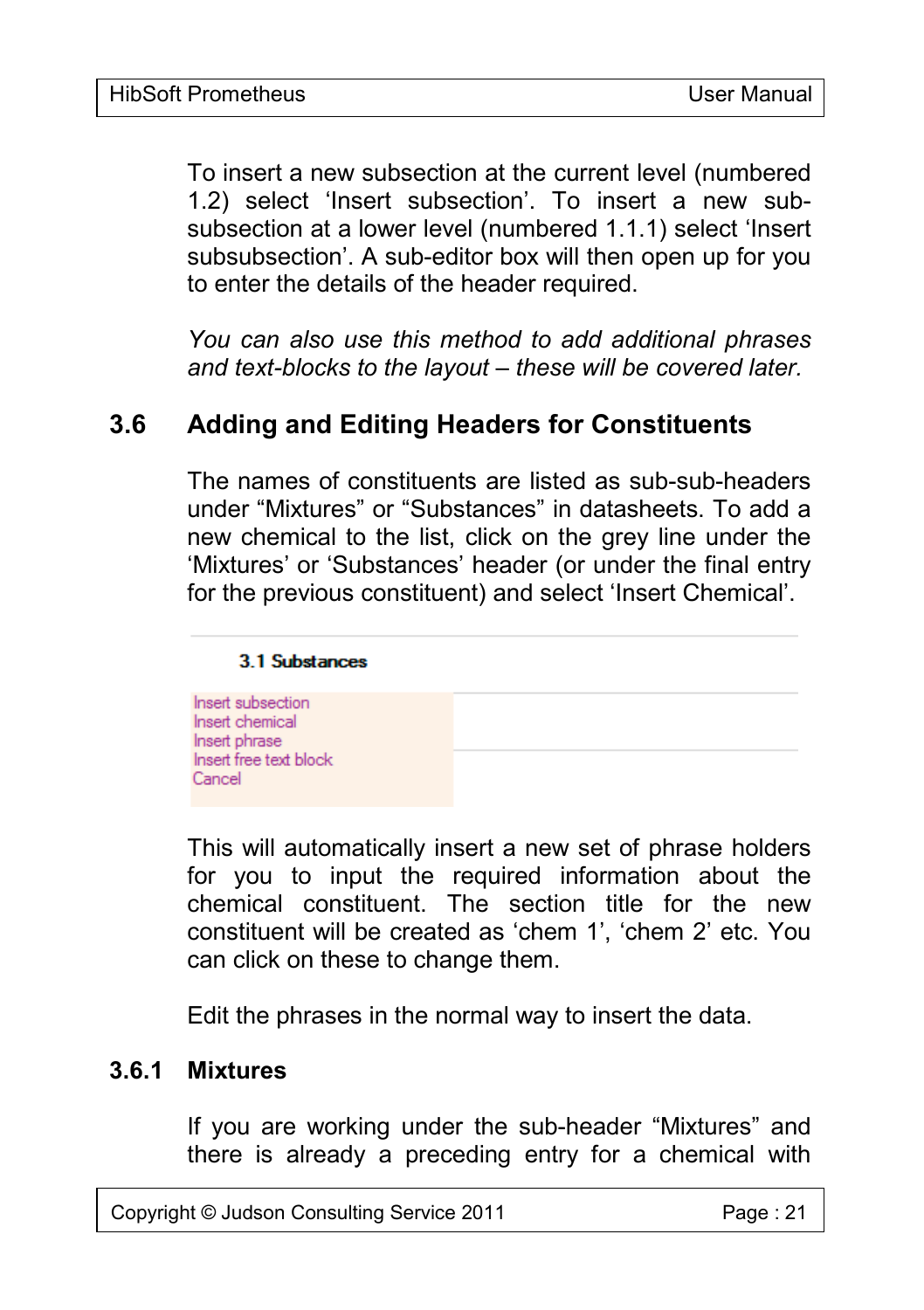To insert a new subsection at the current level (numbered 1.2) select 'Insert subsection'. To insert a new sub-subsection at a lower level (numbered 1.1.1) select 'Insert subsubsection'. A sub-editor box will then open up for you to enter the details of the header required.

*You can also use this method to add additional phrases and text-blocks to the layout – these will be covered later.*

## 3.6 Adding and Editing Headers for Constituents

The names of constituents are listed as sub-sub-headers under "Mixtures" or "Substances" in datasheets. To add a new chemical to the list, click on the grey line under the 'Mixtures' or 'Substances' header (or under the final entry for the previous constituent) and select 'Insert Chemical'.

**3.1 Substances**

Insert subsection
Insert chemical
Insert phrase
Insert free text block
Cancel

This will automatically insert a new set of phrase holders for you to input the required information about the chemical constituent. The section title for the new constituent will be created as 'chem 1', 'chem 2' etc. You can click on these to change them.

Edit the phrases in the normal way to insert the data.

### 3.6.1 Mixtures

If you are working under the sub-header "Mixtures" and there is already a preceding entry for a chemical with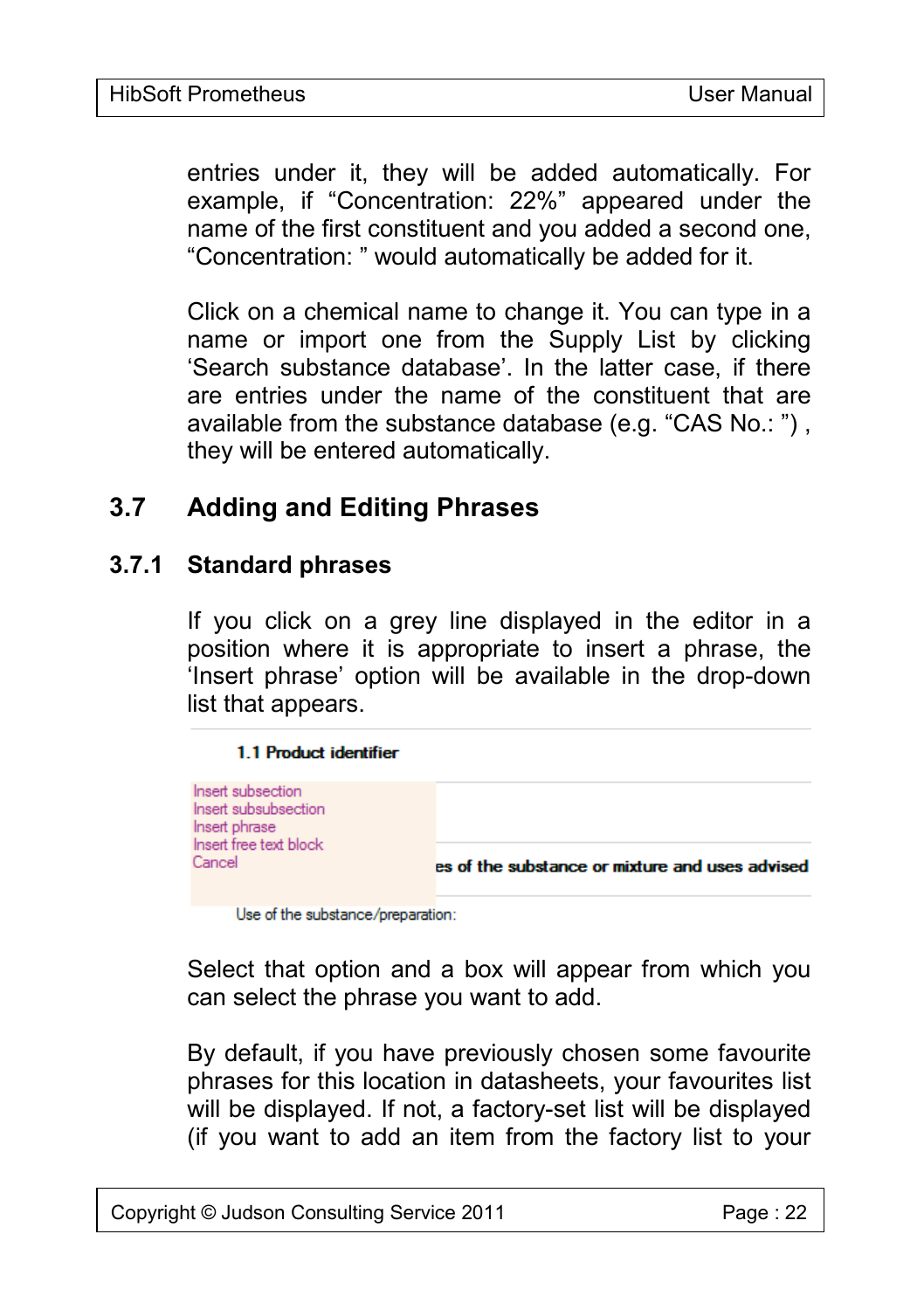entries under it, they will be added automatically. For example, if “Concentration: 22%” appeared under the name of the first constituent and you added a second one, “Concentration: ” would automatically be added for it.

Click on a chemical name to change it. You can type in a name or import one from the Supply List by clicking ‘Search substance database’. In the latter case, if there are entries under the name of the constituent that are available from the substance database (e.g. “CAS No.: ”) , they will be entered automatically.

## 3.7 Adding and Editing Phrases

### 3.7.1 Standard phrases

If you click on a grey line displayed in the editor in a position where it is appropriate to insert a phrase, the ‘Insert phrase’ option will be available in the drop-down list that appears.

**1.1 Product identifier**

Insert subsection
Insert subsubsection
Insert phrase
Insert free text block
Cancel

**es of the substance or mixture and uses advised**

Use of the substance/preparation:

Select that option and a box will appear from which you can select the phrase you want to add.

By default, if you have previously chosen some favourite phrases for this location in datasheets, your favourites list will be displayed. If not, a factory-set list will be displayed (if you want to add an item from the factory list to your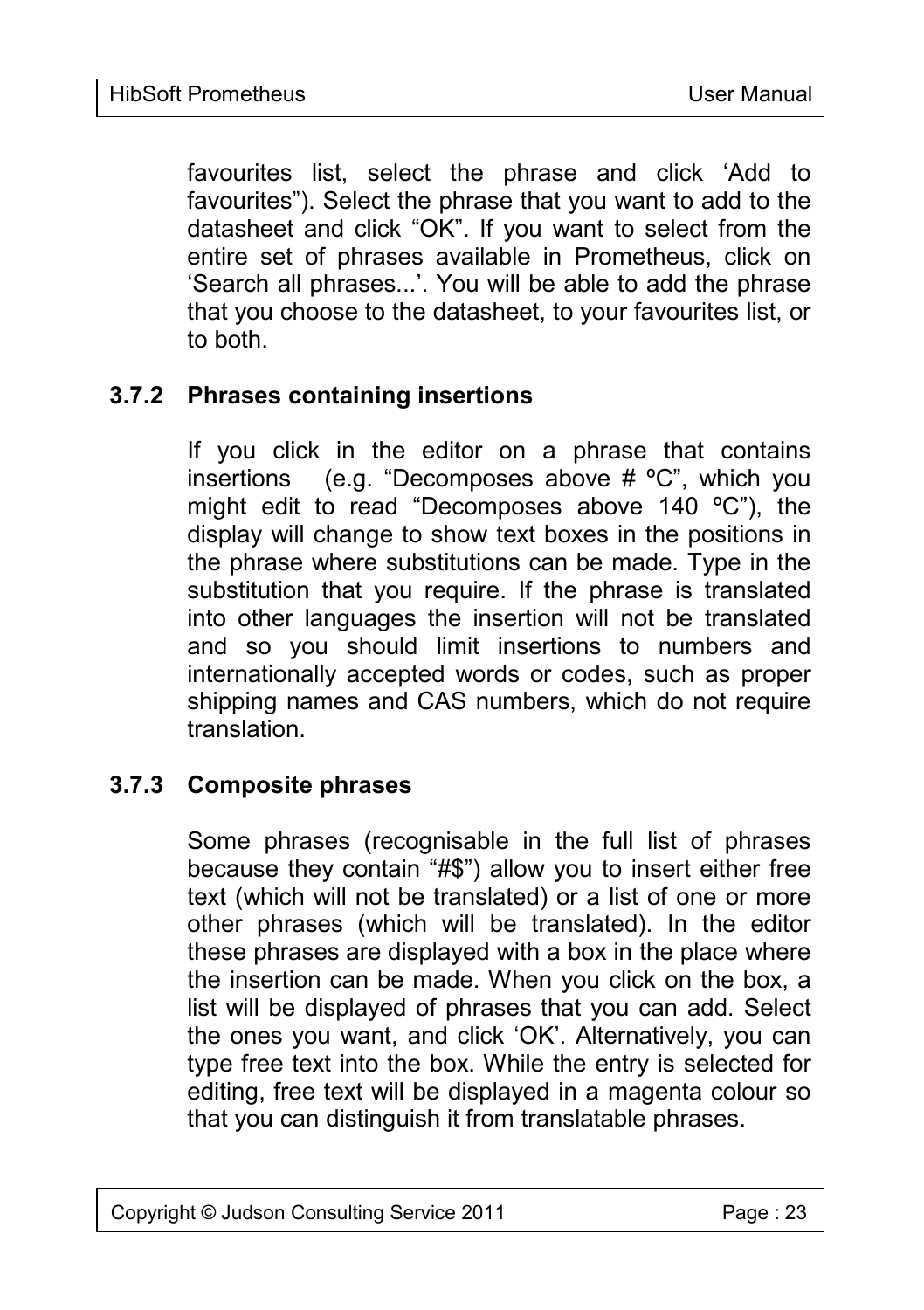favourites list, select the phrase and click 'Add to favourites"). Select the phrase that you want to add to the datasheet and click "OK". If you want to select from the entire set of phrases available in Prometheus, click on 'Search all phrases...'. You will be able to add the phrase that you choose to the datasheet, to your favourites list, or to both.

### 3.7.2 Phrases containing insertions

If you click in the editor on a phrase that contains insertions (e.g. "Decomposes above # ºC", which you might edit to read "Decomposes above 140 ºC"), the display will change to show text boxes in the positions in the phrase where substitutions can be made. Type in the substitution that you require. If the phrase is translated into other languages the insertion will not be translated and so you should limit insertions to numbers and internationally accepted words or codes, such as proper shipping names and CAS numbers, which do not require translation.

### 3.7.3 Composite phrases

Some phrases (recognisable in the full list of phrases because they contain "#$") allow you to insert either free text (which will not be translated) or a list of one or more other phrases (which will be translated). In the editor these phrases are displayed with a box in the place where the insertion can be made. When you click on the box, a list will be displayed of phrases that you can add. Select the ones you want, and click 'OK'. Alternatively, you can type free text into the box. While the entry is selected for editing, free text will be displayed in a magenta colour so that you can distinguish it from translatable phrases.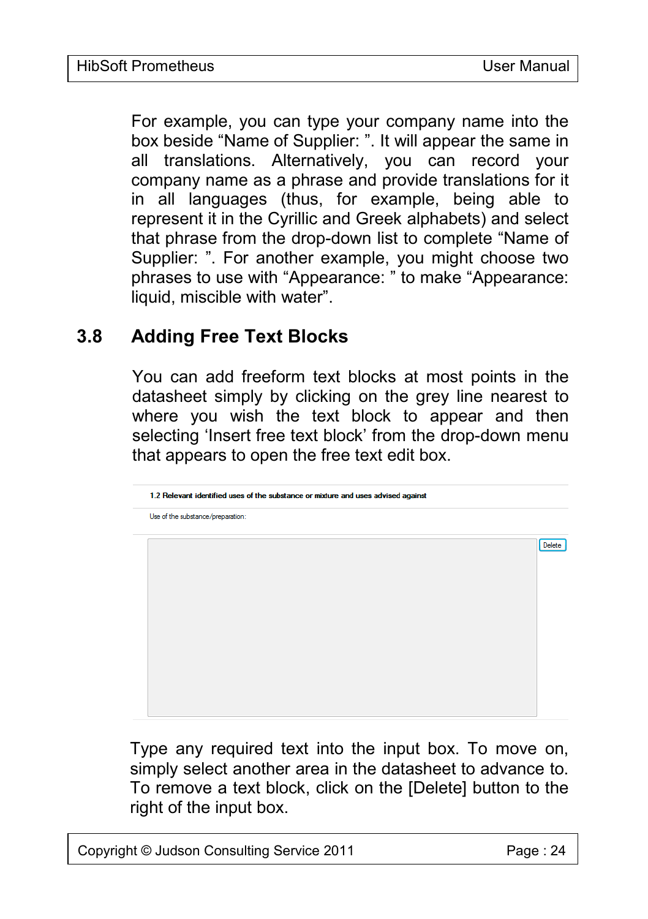For example, you can type your company name into the box beside “Name of Supplier: ”. It will appear the same in all translations. Alternatively, you can record your company name as a phrase and provide translations for it in all languages (thus, for example, being able to represent it in the Cyrillic and Greek alphabets) and select that phrase from the drop-down list to complete “Name of Supplier: ”. For another example, you might choose two phrases to use with “Appearance: ” to make “Appearance: liquid, miscible with water”.

## 3.8 Adding Free Text Blocks

You can add freeform text blocks at most points in the datasheet simply by clicking on the grey line nearest to where you wish the text block to appear and then selecting ‘Insert free text block’ from the drop-down menu that appears to open the free text edit box.

**1.2 Relevant identified uses of the substance or mixture and uses advised against**

Use of the substance/preparation:

Delete

Type any required text into the input box. To move on, simply select another area in the datasheet to advance to. To remove a text block, click on the [Delete] button to the right of the input box.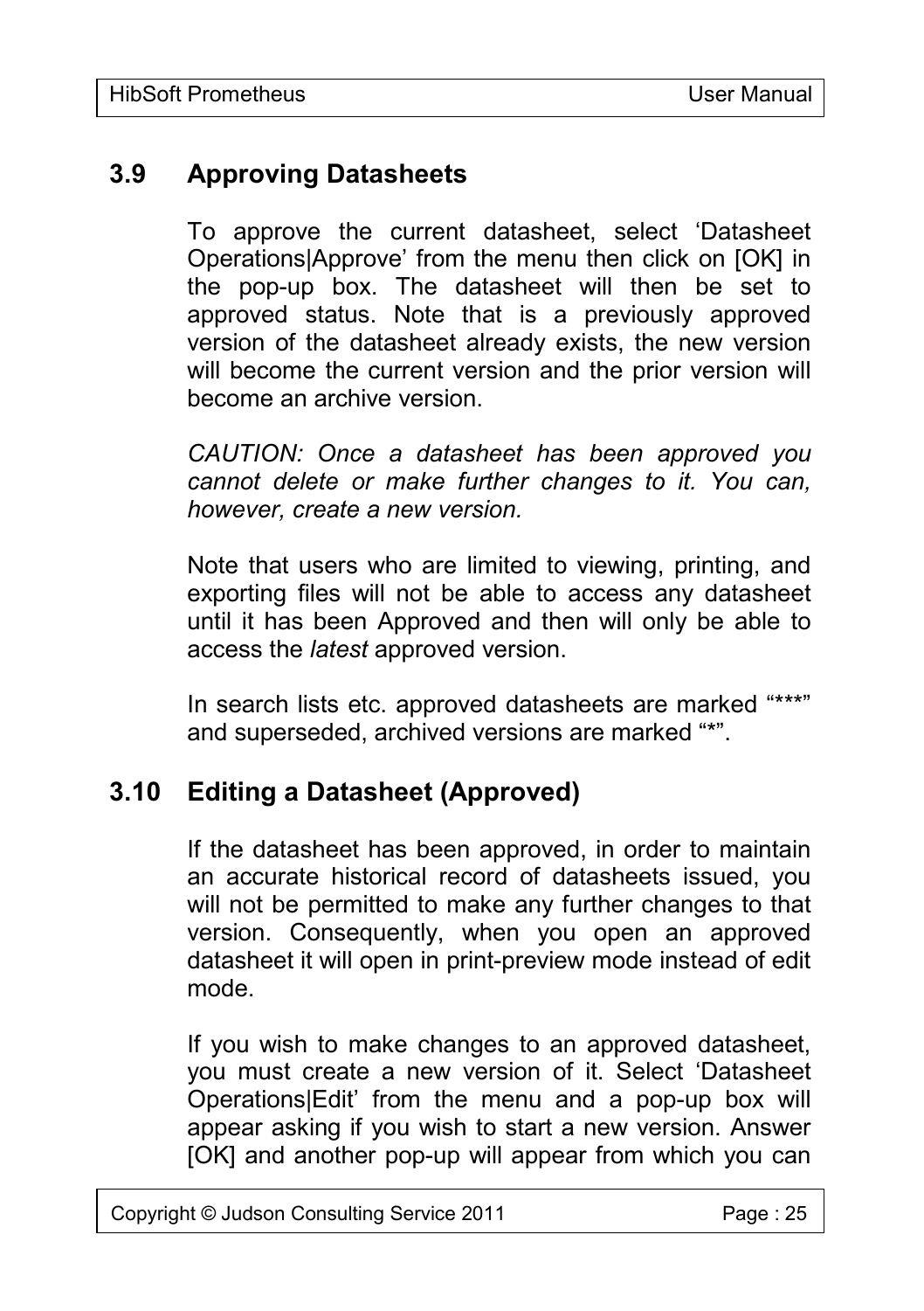## 3.9 Approving Datasheets

To approve the current datasheet, select 'Datasheet Operations|Approve' from the menu then click on [OK] in the pop-up box. The datasheet will then be set to approved status. Note that is a previously approved version of the datasheet already exists, the new version will become the current version and the prior version will become an archive version.

*CAUTION: Once a datasheet has been approved you cannot delete or make further changes to it. You can, however, create a new version.*

Note that users who are limited to viewing, printing, and exporting files will not be able to access any datasheet until it has been Approved and then will only be able to access the *latest* approved version.

In search lists etc. approved datasheets are marked "***" and superseded, archived versions are marked "*".

## 3.10 Editing a Datasheet (Approved)

If the datasheet has been approved, in order to maintain an accurate historical record of datasheets issued, you will not be permitted to make any further changes to that version. Consequently, when you open an approved datasheet it will open in print-preview mode instead of edit mode.

If you wish to make changes to an approved datasheet, you must create a new version of it. Select 'Datasheet Operations|Edit' from the menu and a pop-up box will appear asking if you wish to start a new version. Answer [OK] and another pop-up will appear from which you can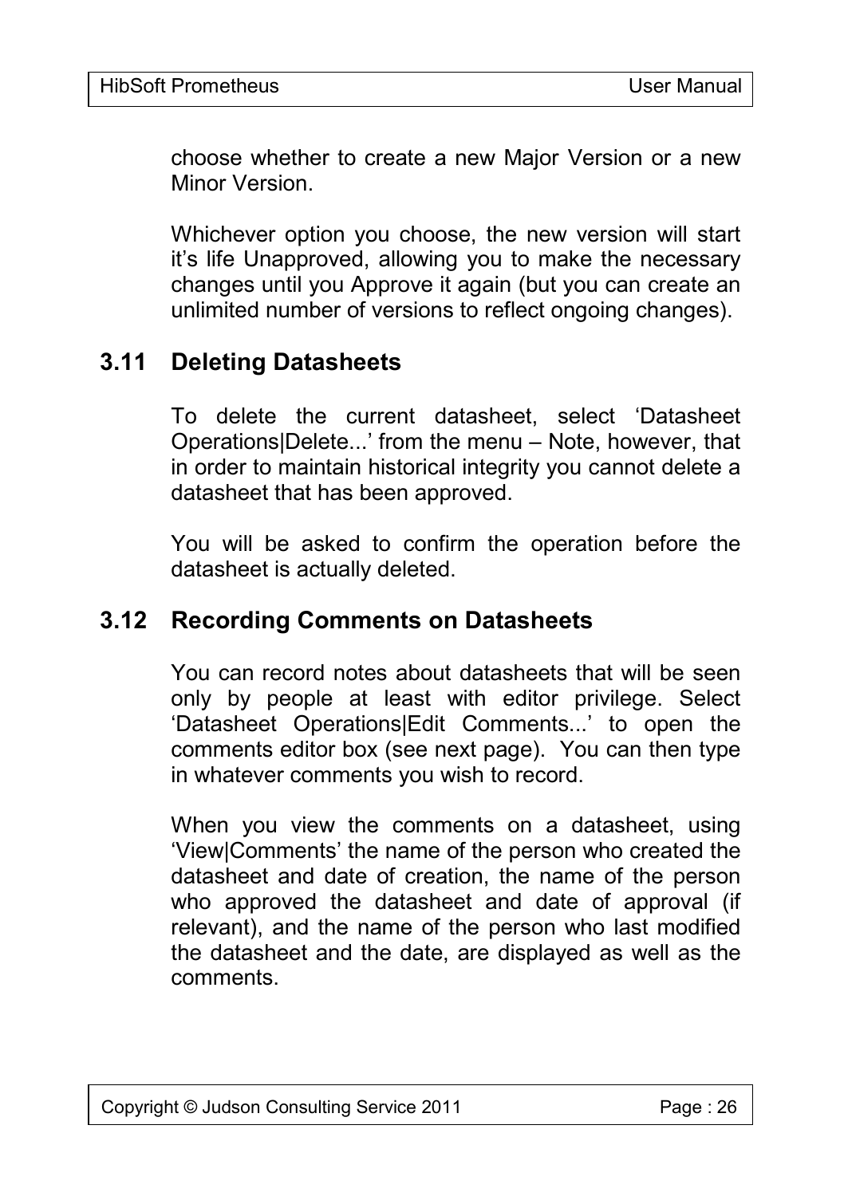choose whether to create a new Major Version or a new Minor Version.

Whichever option you choose, the new version will start it's life Unapproved, allowing you to make the necessary changes until you Approve it again (but you can create an unlimited number of versions to reflect ongoing changes).

## 3.11 Deleting Datasheets

To delete the current datasheet, select 'Datasheet Operations|Delete...' from the menu – Note, however, that in order to maintain historical integrity you cannot delete a datasheet that has been approved.

You will be asked to confirm the operation before the datasheet is actually deleted.

## 3.12 Recording Comments on Datasheets

You can record notes about datasheets that will be seen only by people at least with editor privilege. Select 'Datasheet Operations|Edit Comments...' to open the comments editor box (see next page). You can then type in whatever comments you wish to record.

When you view the comments on a datasheet, using 'View|Comments' the name of the person who created the datasheet and date of creation, the name of the person who approved the datasheet and date of approval (if relevant), and the name of the person who last modified the datasheet and the date, are displayed as well as the comments.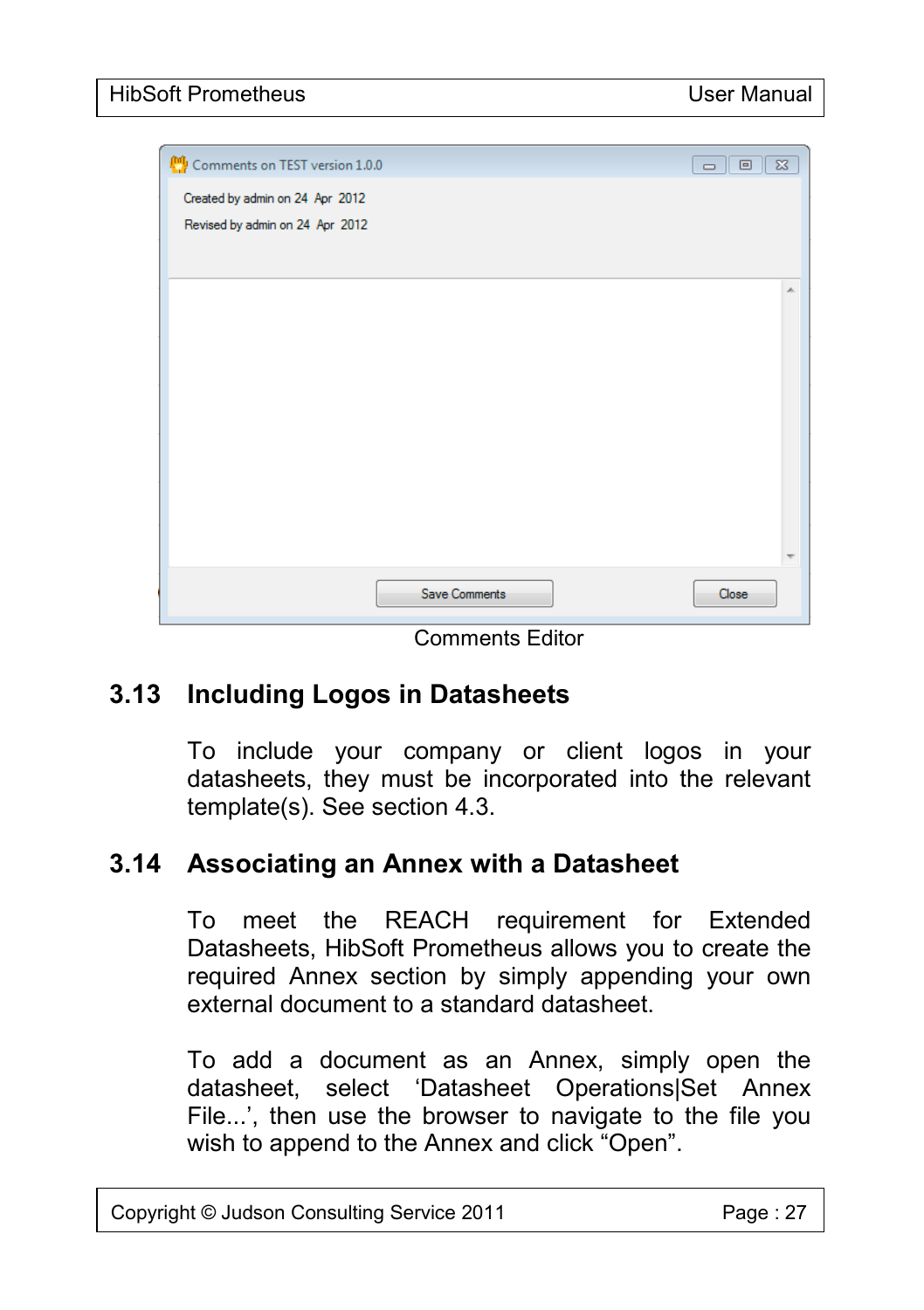Comments Editor

## 3.13 Including Logos in Datasheets

To include your company or client logos in your datasheets, they must be incorporated into the relevant template(s). See section 4.3.

## 3.14 Associating an Annex with a Datasheet

To meet the REACH requirement for Extended Datasheets, HibSoft Prometheus allows you to create the required Annex section by simply appending your own external document to a standard datasheet.

To add a document as an Annex, simply open the datasheet, select 'Datasheet Operations|Set Annex File...', then use the browser to navigate to the file you wish to append to the Annex and click "Open".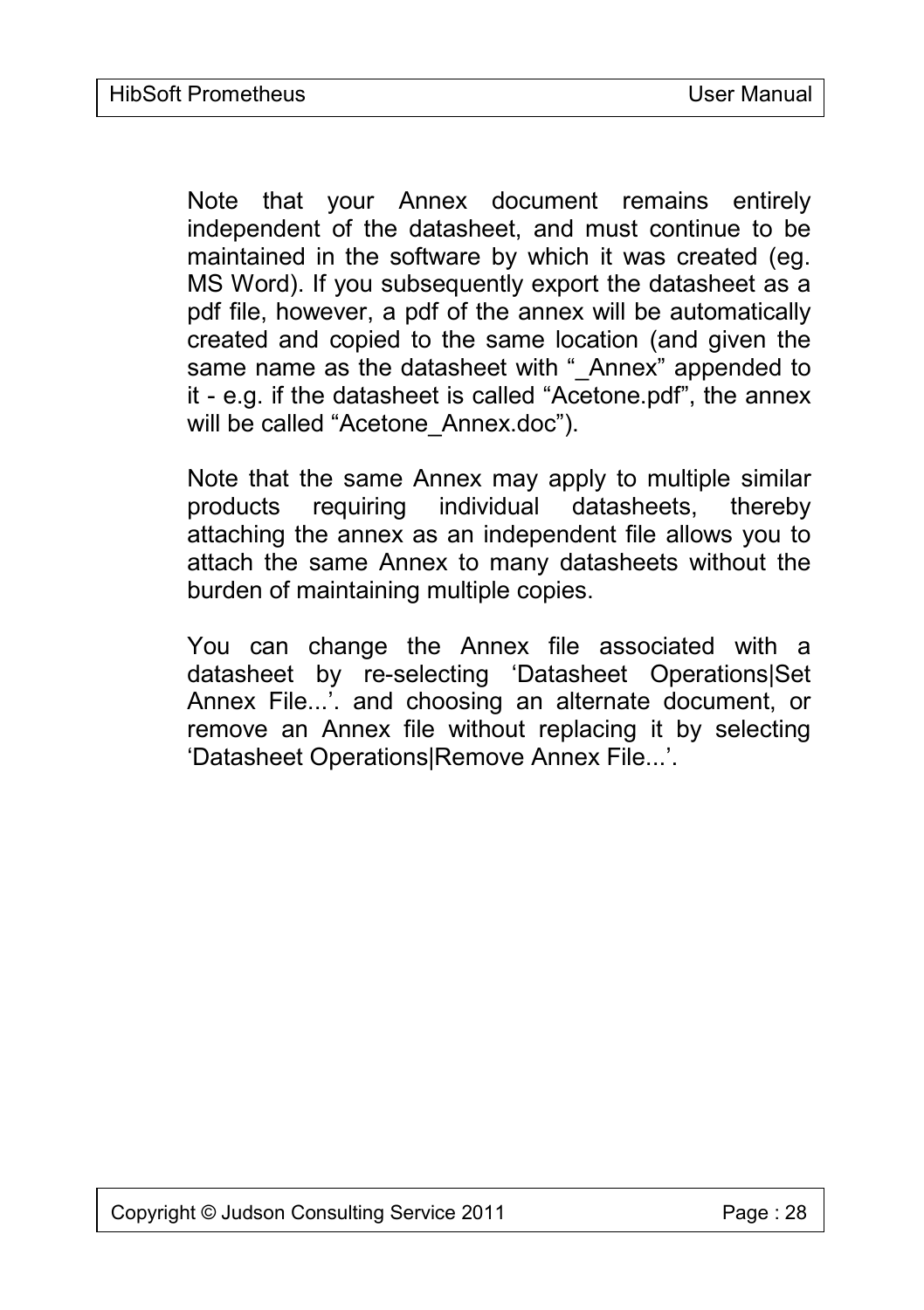Note that your Annex document remains entirely independent of the datasheet, and must continue to be maintained in the software by which it was created (eg. MS Word). If you subsequently export the datasheet as a pdf file, however, a pdf of the annex will be automatically created and copied to the same location (and given the same name as the datasheet with "_Annex" appended to it - e.g. if the datasheet is called "Acetone.pdf", the annex will be called "Acetone_Annex.doc").

Note that the same Annex may apply to multiple similar products requiring individual datasheets, thereby attaching the annex as an independent file allows you to attach the same Annex to many datasheets without the burden of maintaining multiple copies.

You can change the Annex file associated with a datasheet by re-selecting 'Datasheet Operations|Set Annex File...'. and choosing an alternate document, or remove an Annex file without replacing it by selecting 'Datasheet Operations|Remove Annex File...'.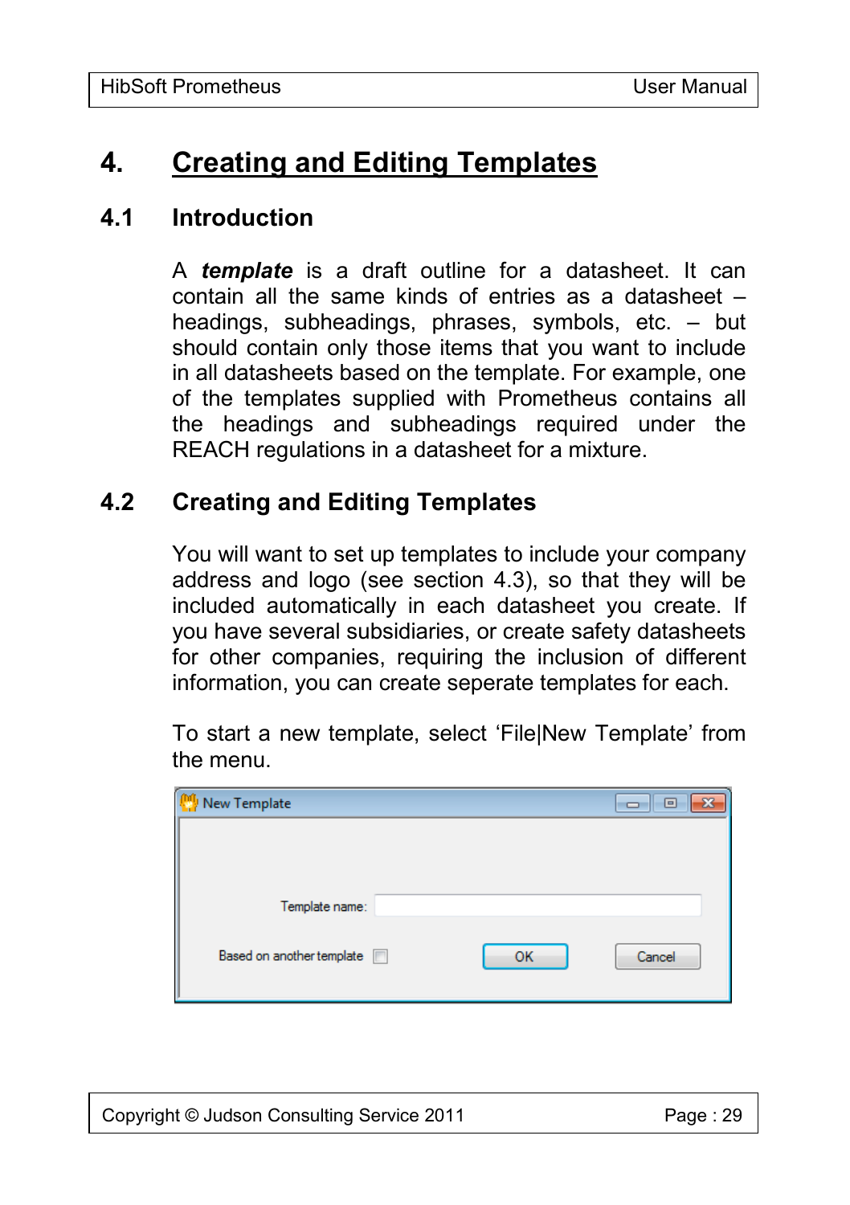# 4. Creating and Editing Templates

## 4.1 Introduction

A ***template*** is a draft outline for a datasheet. It can contain all the same kinds of entries as a datasheet – headings, subheadings, phrases, symbols, etc. – but should contain only those items that you want to include in all datasheets based on the template. For example, one of the templates supplied with Prometheus contains all the headings and subheadings required under the REACH regulations in a datasheet for a mixture.

## 4.2 Creating and Editing Templates

You will want to set up templates to include your company address and logo (see section 4.3), so that they will be included automatically in each datasheet you create. If you have several subsidiaries, or create safety datasheets for other companies, requiring the inclusion of different information, you can create seperate templates for each.

To start a new template, select 'File|New Template' from the menu.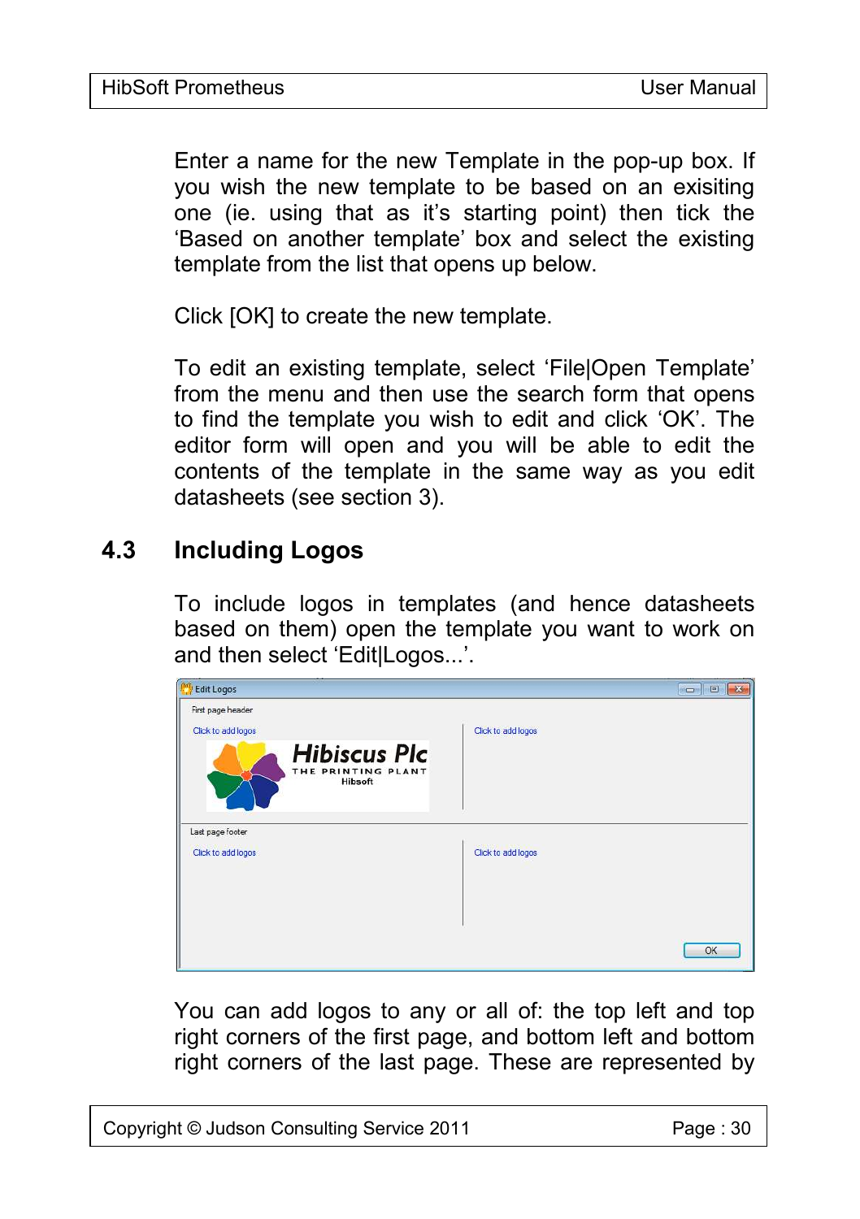Enter a name for the new Template in the pop-up box. If you wish the new template to be based on an exisiting one (ie. using that as it's starting point) then tick the 'Based on another template' box and select the existing template from the list that opens up below.

Click [OK] to create the new template.

To edit an existing template, select 'File|Open Template' from the menu and then use the search form that opens to find the template you wish to edit and click 'OK'. The editor form will open and you will be able to edit the contents of the template in the same way as you edit datasheets (see section 3).

## 4.3 Including Logos

To include logos in templates (and hence datasheets based on them) open the template you want to work on and then select 'Edit|Logos...'.

You can add logos to any or all of: the top left and top right corners of the first page, and bottom left and bottom right corners of the last page. These are represented by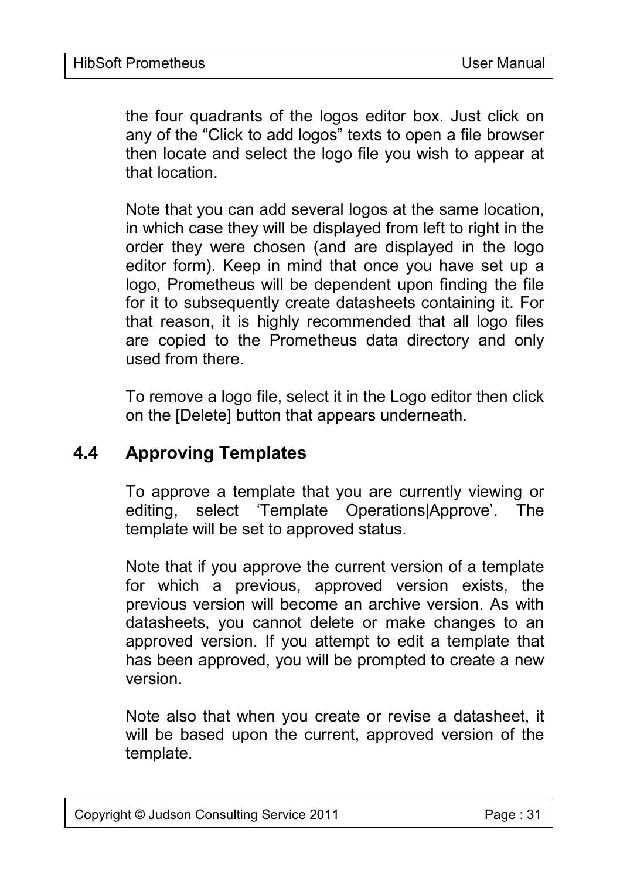the four quadrants of the logos editor box. Just click on any of the “Click to add logos” texts to open a file browser then locate and select the logo file you wish to appear at that location.

Note that you can add several logos at the same location, in which case they will be displayed from left to right in the order they were chosen (and are displayed in the logo editor form). Keep in mind that once you have set up a logo, Prometheus will be dependent upon finding the file for it to subsequently create datasheets containing it. For that reason, it is highly recommended that all logo files are copied to the Prometheus data directory and only used from there.

To remove a logo file, select it in the Logo editor then click on the [Delete] button that appears underneath.

## 4.4 Approving Templates

To approve a template that you are currently viewing or editing, select ‘Template Operations|Approve’. The template will be set to approved status.

Note that if you approve the current version of a template for which a previous, approved version exists, the previous version will become an archive version. As with datasheets, you cannot delete or make changes to an approved version. If you attempt to edit a template that has been approved, you will be prompted to create a new version.

Note also that when you create or revise a datasheet, it will be based upon the current, approved version of the template.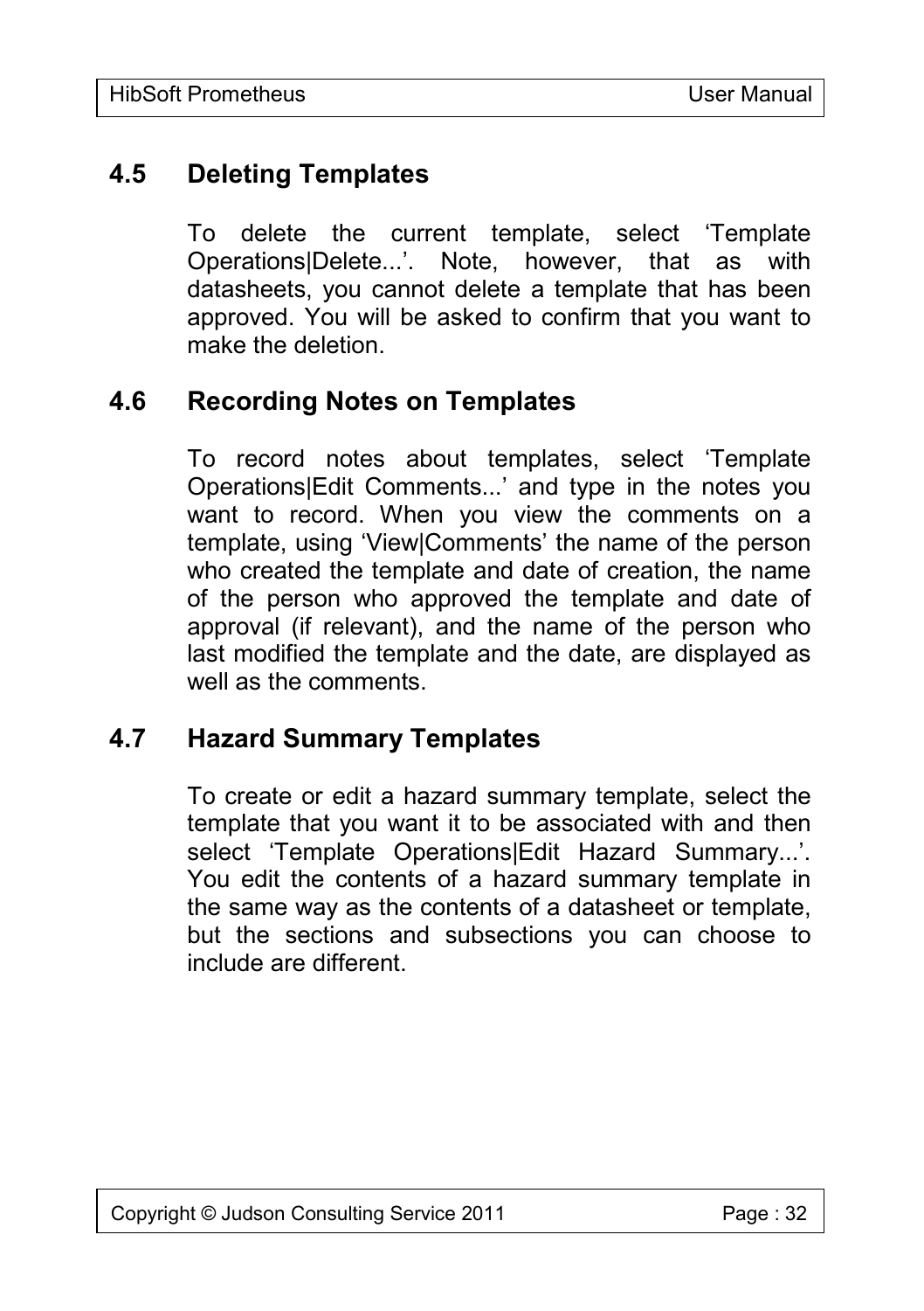## 4.5 Deleting Templates

To delete the current template, select ‘Template Operations|Delete...’. Note, however, that as with datasheets, you cannot delete a template that has been approved. You will be asked to confirm that you want to make the deletion.

## 4.6 Recording Notes on Templates

To record notes about templates, select ‘Template Operations|Edit Comments...’ and type in the notes you want to record. When you view the comments on a template, using ‘View|Comments’ the name of the person who created the template and date of creation, the name of the person who approved the template and date of approval (if relevant), and the name of the person who last modified the template and the date, are displayed as well as the comments.

## 4.7 Hazard Summary Templates

To create or edit a hazard summary template, select the template that you want it to be associated with and then select ‘Template Operations|Edit Hazard Summary...’. You edit the contents of a hazard summary template in the same way as the contents of a datasheet or template, but the sections and subsections you can choose to include are different.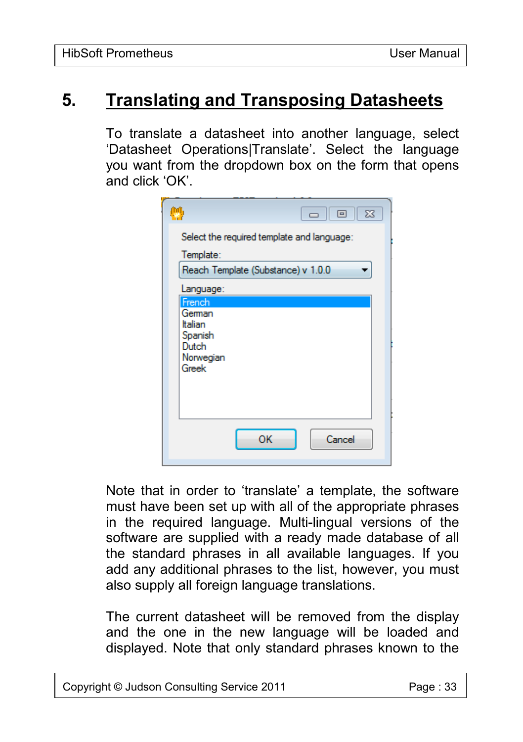# 5. Translating and Transposing Datasheets

To translate a datasheet into another language, select 'Datasheet Operations|Translate'. Select the language you want from the dropdown box on the form that opens and click 'OK'.

Note that in order to 'translate' a template, the software must have been set up with all of the appropriate phrases in the required language. Multi-lingual versions of the software are supplied with a ready made database of all the standard phrases in all available languages. If you add any additional phrases to the list, however, you must also supply all foreign language translations.

The current datasheet will be removed from the display and the one in the new language will be loaded and displayed. Note that only standard phrases known to the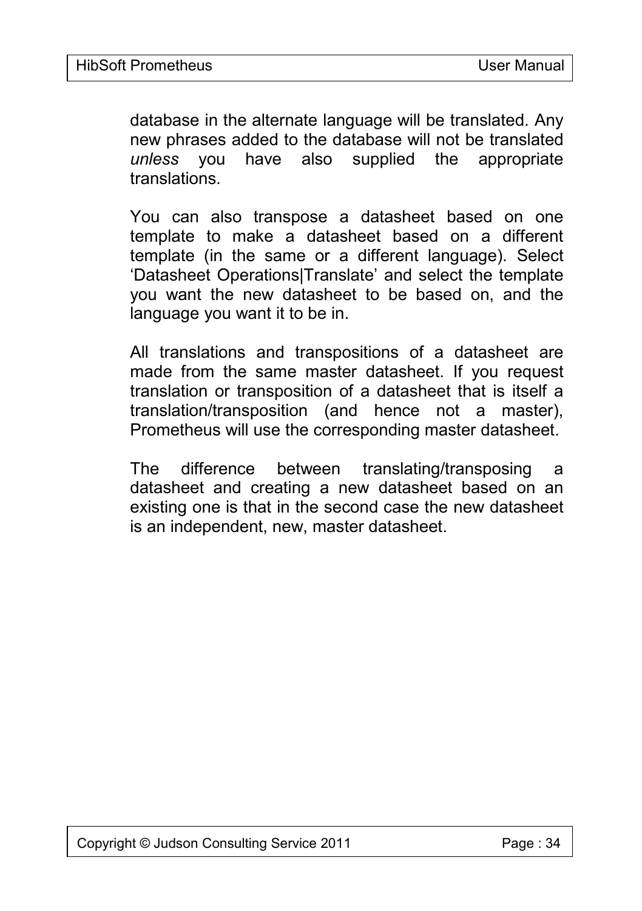database in the alternate language will be translated. Any new phrases added to the database will not be translated *unless* you have also supplied the appropriate translations.

You can also transpose a datasheet based on one template to make a datasheet based on a different template (in the same or a different language). Select 'Datasheet Operations|Translate' and select the template you want the new datasheet to be based on, and the language you want it to be in.

All translations and transpositions of a datasheet are made from the same master datasheet. If you request translation or transposition of a datasheet that is itself a translation/transposition (and hence not a master), Prometheus will use the corresponding master datasheet.

The difference between translating/transposing a datasheet and creating a new datasheet based on an existing one is that in the second case the new datasheet is an independent, new, master datasheet.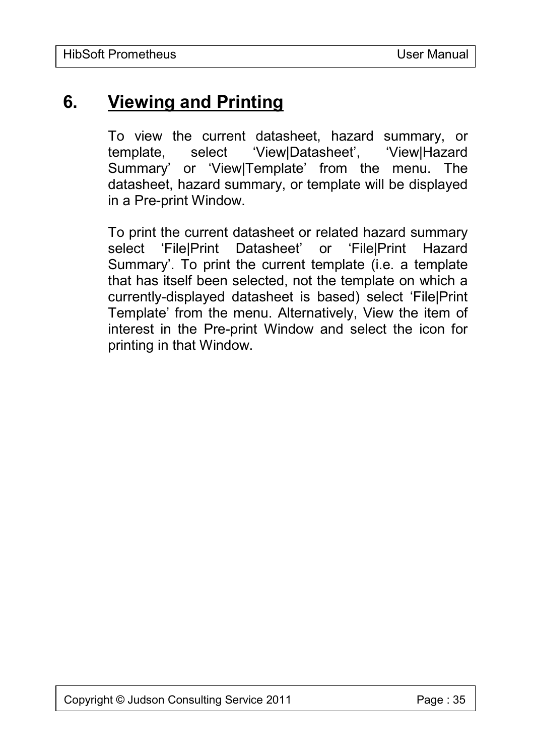# 6. Viewing and Printing

To view the current datasheet, hazard summary, or template, select ‘View|Datasheet’, ‘View|Hazard Summary’ or ‘View|Template’ from the menu. The datasheet, hazard summary, or template will be displayed in a Pre-print Window.

To print the current datasheet or related hazard summary select ‘File|Print Datasheet’ or ‘File|Print Hazard Summary’. To print the current template (i.e. a template that has itself been selected, not the template on which a currently-displayed datasheet is based) select ‘File|Print Template’ from the menu. Alternatively, View the item of interest in the Pre-print Window and select the icon for printing in that Window.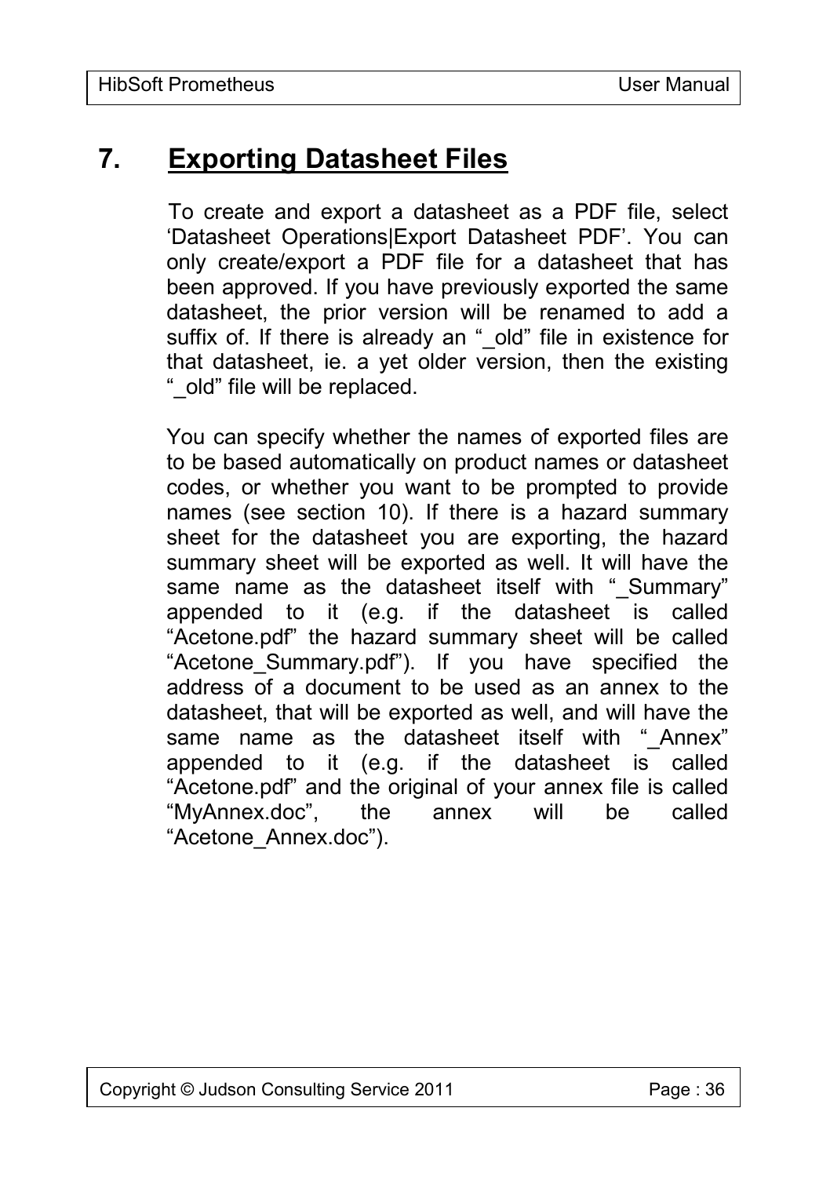# 7. Exporting Datasheet Files

To create and export a datasheet as a PDF file, select 'Datasheet Operations|Export Datasheet PDF'. You can only create/export a PDF file for a datasheet that has been approved. If you have previously exported the same datasheet, the prior version will be renamed to add a suffix of. If there is already an "_old" file in existence for that datasheet, ie. a yet older version, then the existing "_old" file will be replaced.

You can specify whether the names of exported files are to be based automatically on product names or datasheet codes, or whether you want to be prompted to provide names (see section 10). If there is a hazard summary sheet for the datasheet you are exporting, the hazard summary sheet will be exported as well. It will have the same name as the datasheet itself with "_Summary" appended to it (e.g. if the datasheet is called "Acetone.pdf" the hazard summary sheet will be called "Acetone_Summary.pdf"). If you have specified the address of a document to be used as an annex to the datasheet, that will be exported as well, and will have the same name as the datasheet itself with "_Annex" appended to it (e.g. if the datasheet is called "Acetone.pdf" and the original of your annex file is called "MyAnnex.doc", the annex will be called "Acetone_Annex.doc").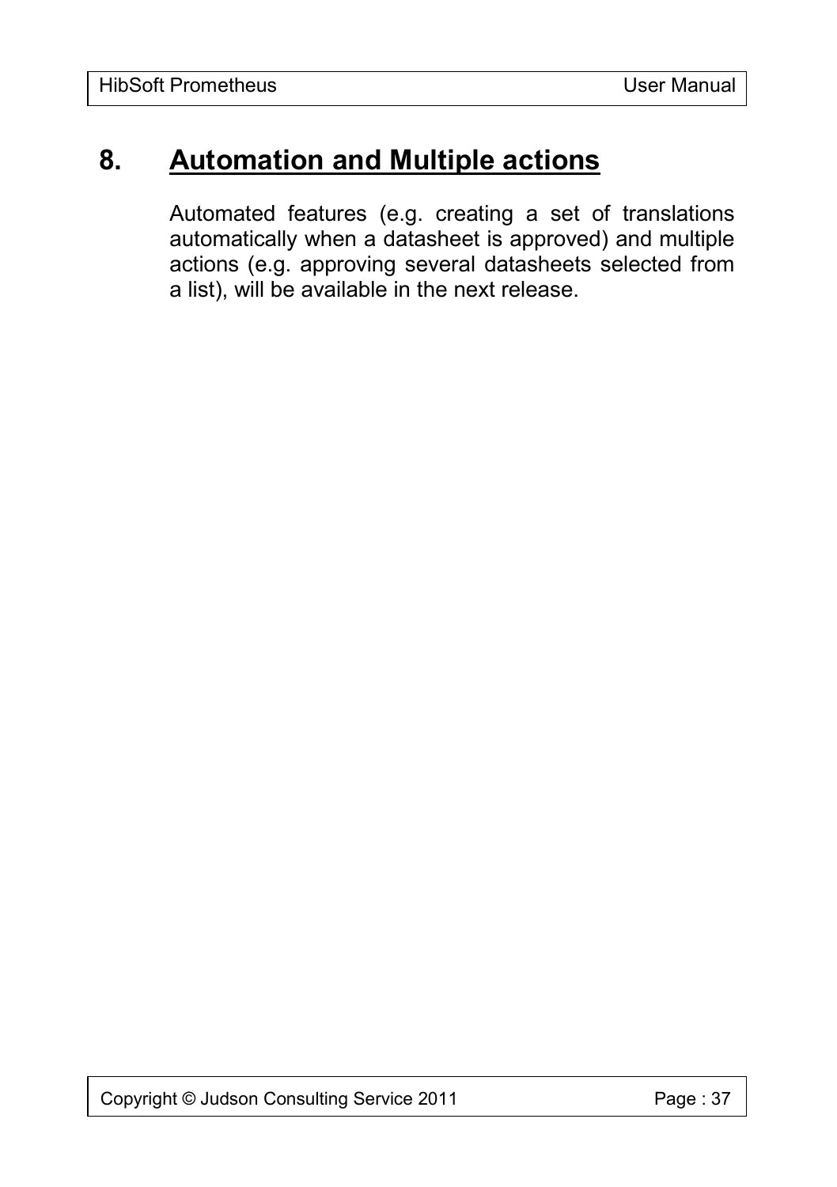# 8. Automation and Multiple actions

Automated features (e.g. creating a set of translations automatically when a datasheet is approved) and multiple actions (e.g. approving several datasheets selected from a list), will be available in the next release.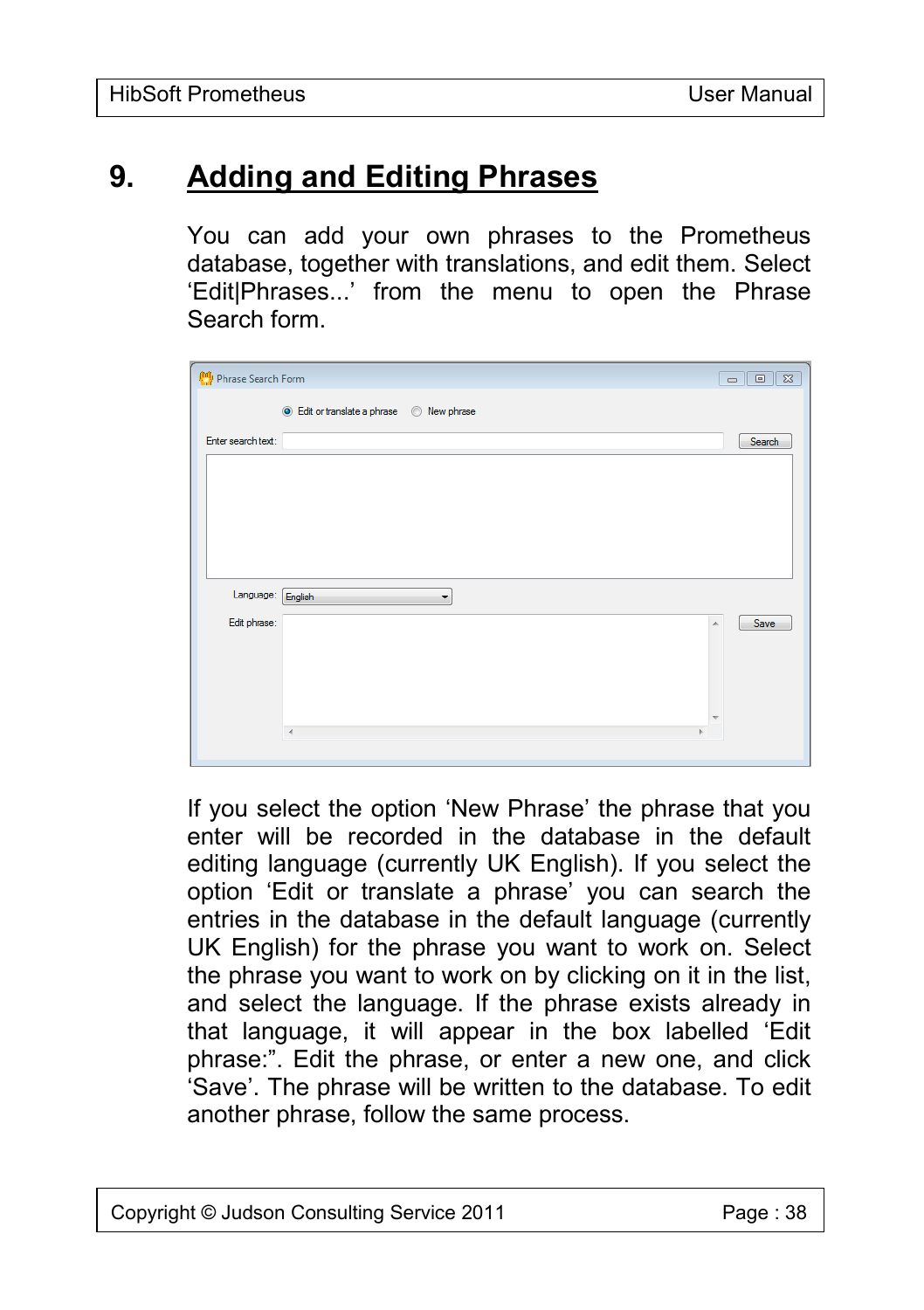# 9. Adding and Editing Phrases

You can add your own phrases to the Prometheus database, together with translations, and edit them. Select ‘Edit|Phrases...’ from the menu to open the Phrase Search form.

If you select the option ‘New Phrase’ the phrase that you enter will be recorded in the database in the default editing language (currently UK English). If you select the option ‘Edit or translate a phrase’ you can search the entries in the database in the default language (currently UK English) for the phrase you want to work on. Select the phrase you want to work on by clicking on it in the list, and select the language. If the phrase exists already in that language, it will appear in the box labelled ‘Edit phrase:”. Edit the phrase, or enter a new one, and click ‘Save’. The phrase will be written to the database. To edit another phrase, follow the same process.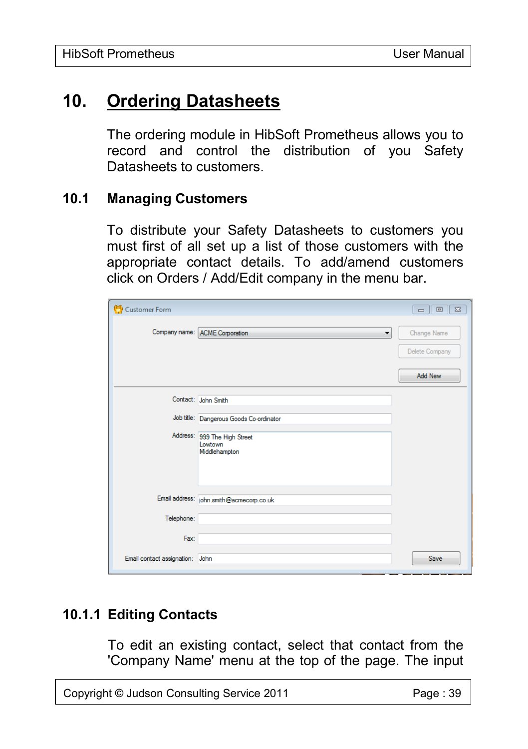# 10. Ordering Datasheets

The ordering module in HibSoft Prometheus allows you to record and control the distribution of you Safety Datasheets to customers.

## 10.1 Managing Customers

To distribute your Safety Datasheets to customers you must first of all set up a list of those customers with the appropriate contact details. To add/amend customers click on Orders / Add/Edit company in the menu bar.

### 10.1.1 Editing Contacts

To edit an existing contact, select that contact from the 'Company Name' menu at the top of the page. The input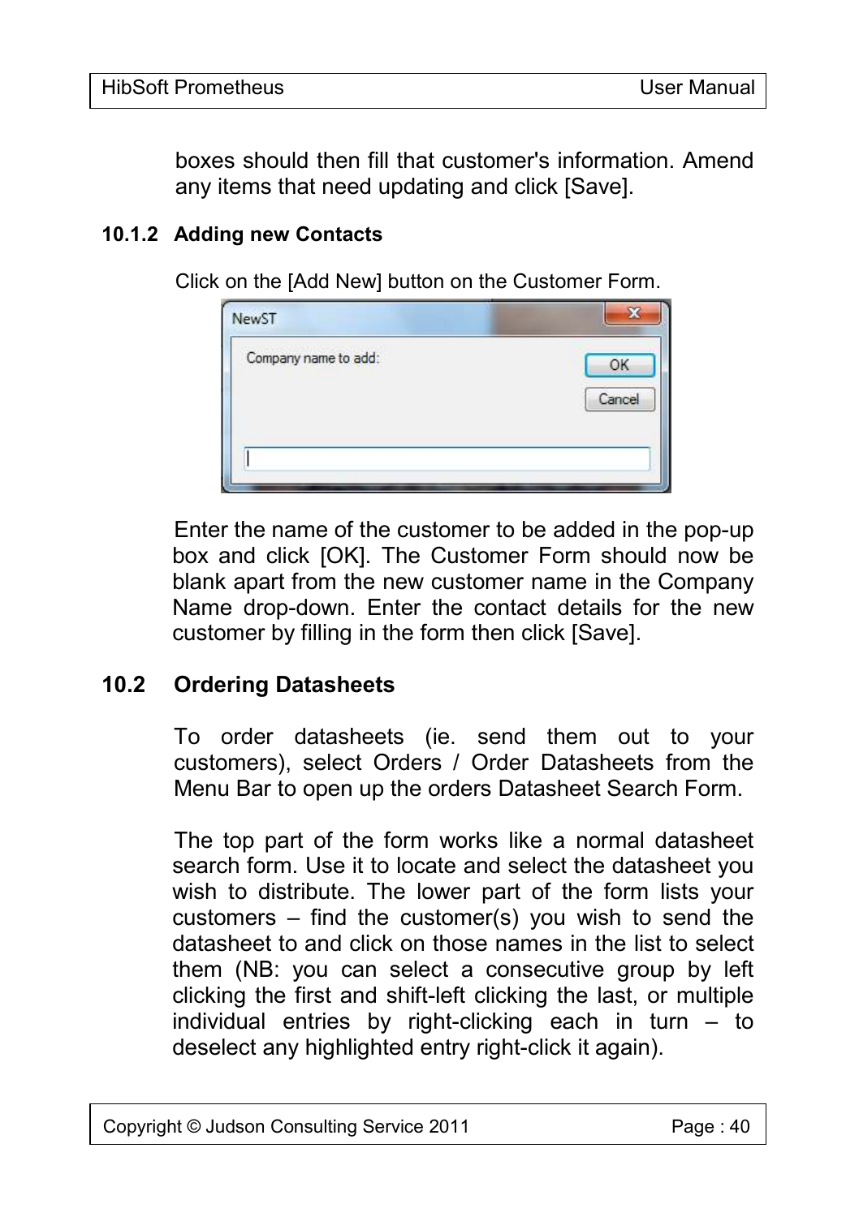boxes should then fill that customer's information. Amend any items that need updating and click [Save].

### 10.1.2 Adding new Contacts

Click on the [Add New] button on the Customer Form.

Enter the name of the customer to be added in the pop-up box and click [OK]. The Customer Form should now be blank apart from the new customer name in the Company Name drop-down. Enter the contact details for the new customer by filling in the form then click [Save].

## 10.2 Ordering Datasheets

To order datasheets (ie. send them out to your customers), select Orders / Order Datasheets from the Menu Bar to open up the orders Datasheet Search Form.

The top part of the form works like a normal datasheet search form. Use it to locate and select the datasheet you wish to distribute. The lower part of the form lists your customers – find the customer(s) you wish to send the datasheet to and click on those names in the list to select them (NB: you can select a consecutive group by left clicking the first and shift-left clicking the last, or multiple individual entries by right-clicking each in turn – to deselect any highlighted entry right-click it again).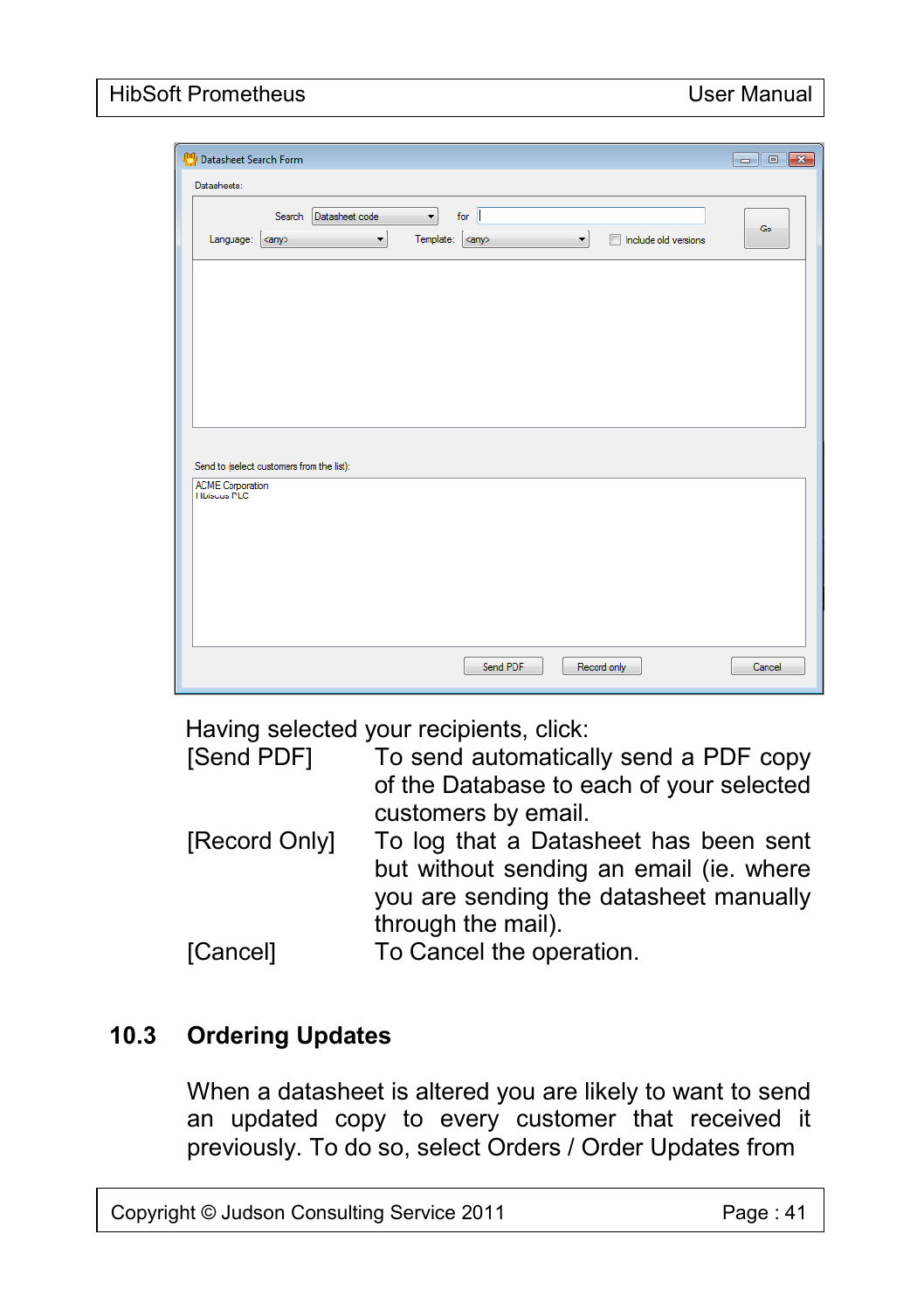Having selected your recipients, click:

| | |
|---|---|
| [Send PDF] | To send automatically send a PDF copy of the Database to each of your selected customers by email. |
| [Record Only] | To log that a Datasheet has been sent but without sending an email (ie. where you are sending the datasheet manually through the mail). |
| [Cancel] | To Cancel the operation. |

## 10.3 Ordering Updates

When a datasheet is altered you are likely to want to send an updated copy to every customer that received it previously. To do so, select Orders / Order Updates from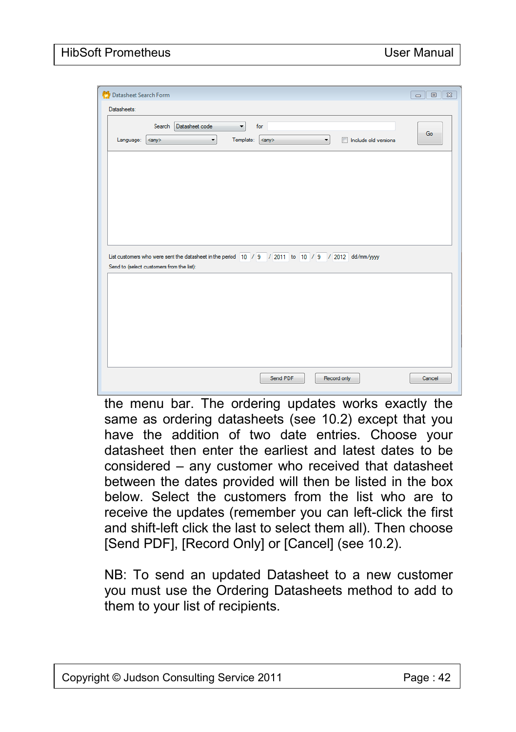the menu bar. The ordering updates works exactly the same as ordering datasheets (see 10.2) except that you have the addition of two date entries. Choose your datasheet then enter the earliest and latest dates to be considered – any customer who received that datasheet between the dates provided will then be listed in the box below. Select the customers from the list who are to receive the updates (remember you can left-click the first and shift-left click the last to select them all). Then choose [Send PDF], [Record Only] or [Cancel] (see 10.2).

NB: To send an updated Datasheet to a new customer you must use the Ordering Datasheets method to add to them to your list of recipients.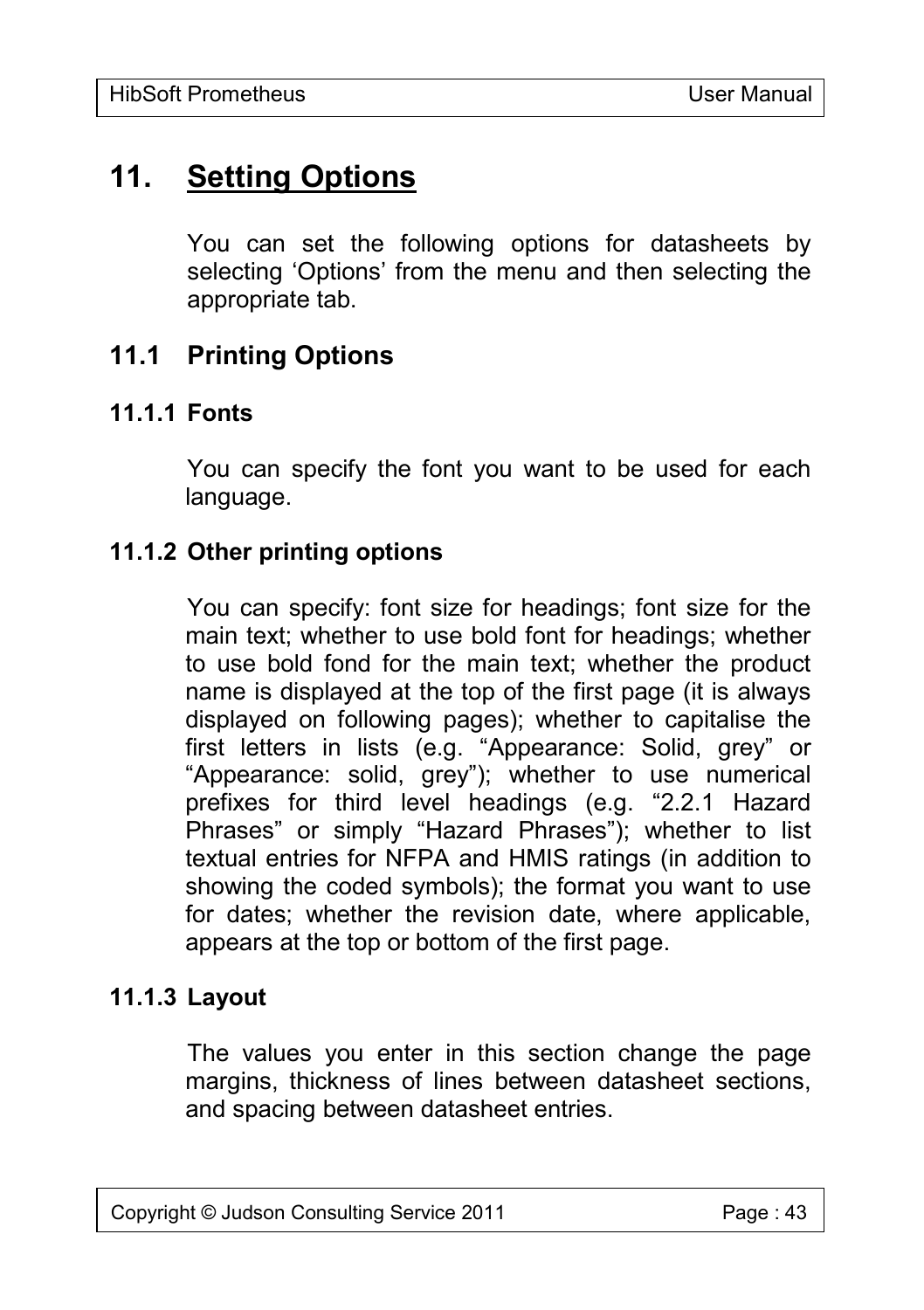# 11. Setting Options

You can set the following options for datasheets by selecting 'Options' from the menu and then selecting the appropriate tab.

## 11.1 Printing Options

### 11.1.1 Fonts

You can specify the font you want to be used for each language.

### 11.1.2 Other printing options

You can specify: font size for headings; font size for the main text; whether to use bold font for headings; whether to use bold fond for the main text; whether the product name is displayed at the top of the first page (it is always displayed on following pages); whether to capitalise the first letters in lists (e.g. "Appearance: Solid, grey" or "Appearance: solid, grey"); whether to use numerical prefixes for third level headings (e.g. "2.2.1 Hazard Phrases" or simply "Hazard Phrases"); whether to list textual entries for NFPA and HMIS ratings (in addition to showing the coded symbols); the format you want to use for dates; whether the revision date, where applicable, appears at the top or bottom of the first page.

### 11.1.3 Layout

The values you enter in this section change the page margins, thickness of lines between datasheet sections, and spacing between datasheet entries.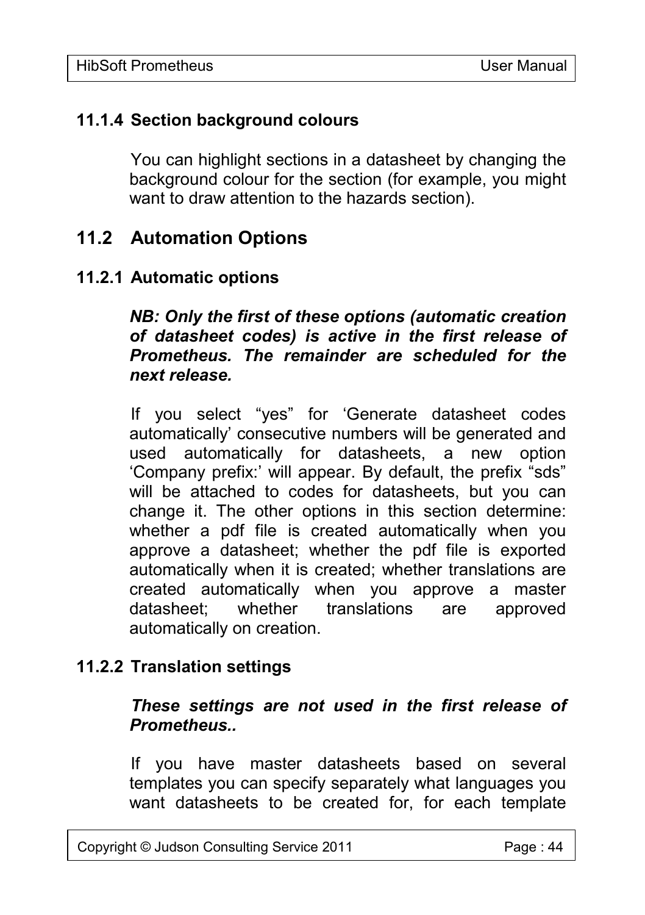### 11.1.4 Section background colours

You can highlight sections in a datasheet by changing the background colour for the section (for example, you might want to draw attention to the hazards section).

## 11.2 Automation Options

### 11.2.1 Automatic options

***NB: Only the first of these options (automatic creation of datasheet codes) is active in the first release of Prometheus. The remainder are scheduled for the next release.***

If you select “yes” for ‘Generate datasheet codes automatically’ consecutive numbers will be generated and used automatically for datasheets, a new option ‘Company prefix:’ will appear. By default, the prefix “sds” will be attached to codes for datasheets, but you can change it. The other options in this section determine: whether a pdf file is created automatically when you approve a datasheet; whether the pdf file is exported automatically when it is created; whether translations are created automatically when you approve a master datasheet; whether translations are approved automatically on creation.

### 11.2.2 Translation settings

***These settings are not used in the first release of Prometheus..***

If you have master datasheets based on several templates you can specify separately what languages you want datasheets to be created for, for each template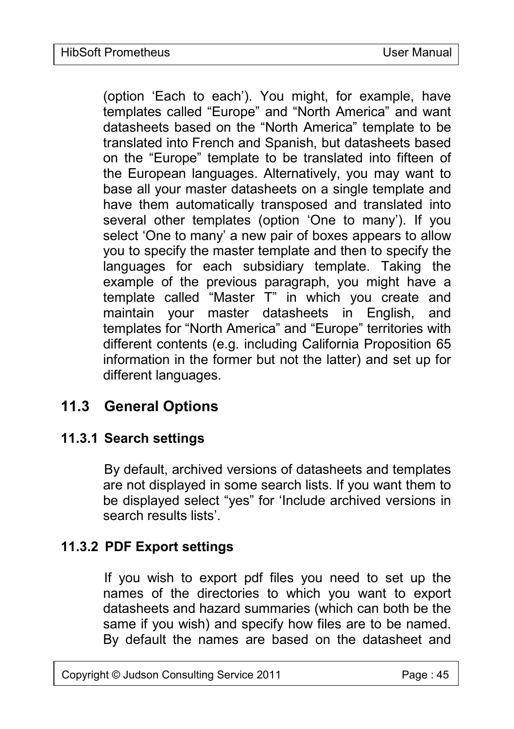(option ‘Each to each’). You might, for example, have templates called “Europe” and “North America” and want datasheets based on the “North America” template to be translated into French and Spanish, but datasheets based on the “Europe” template to be translated into fifteen of the European languages. Alternatively, you may want to base all your master datasheets on a single template and have them automatically transposed and translated into several other templates (option ‘One to many’). If you select ‘One to many’ a new pair of boxes appears to allow you to specify the master template and then to specify the languages for each subsidiary template. Taking the example of the previous paragraph, you might have a template called “Master T” in which you create and maintain your master datasheets in English, and templates for “North America” and “Europe” territories with different contents (e.g. including California Proposition 65 information in the former but not the latter) and set up for different languages.

## 11.3 General Options

### 11.3.1 Search settings

By default, archived versions of datasheets and templates are not displayed in some search lists. If you want them to be displayed select “yes” for ‘Include archived versions in search results lists’.

### 11.3.2 PDF Export settings

If you wish to export pdf files you need to set up the names of the directories to which you want to export datasheets and hazard summaries (which can both be the same if you wish) and specify how files are to be named. By default the names are based on the datasheet and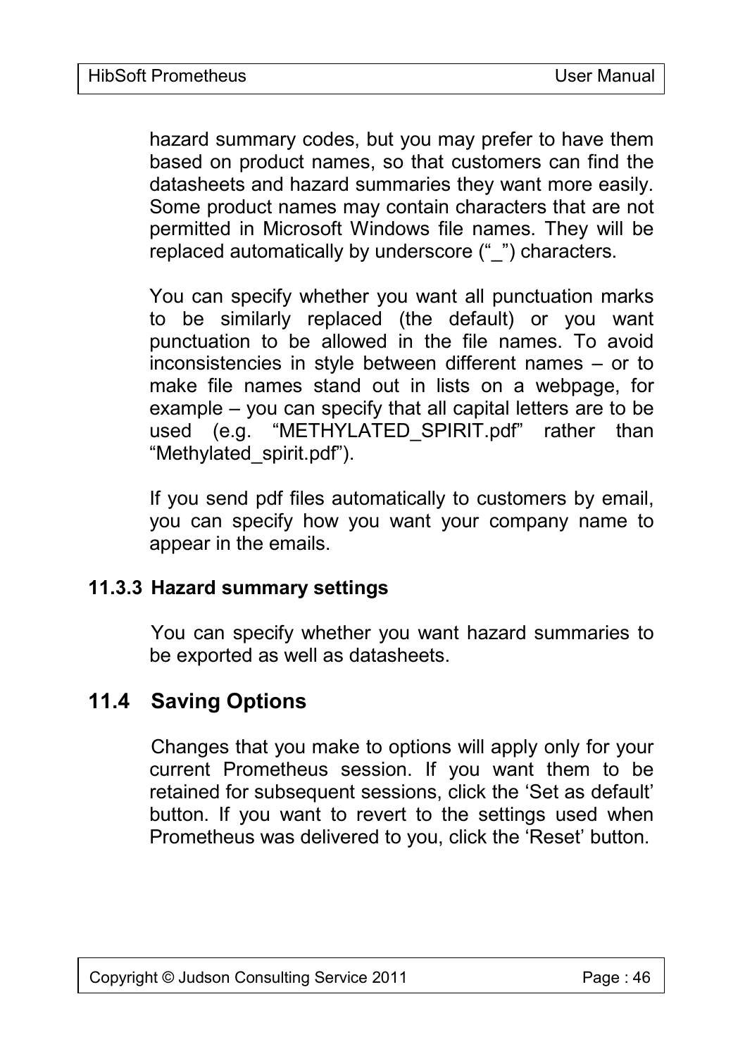hazard summary codes, but you may prefer to have them based on product names, so that customers can find the datasheets and hazard summaries they want more easily. Some product names may contain characters that are not permitted in Microsoft Windows file names. They will be replaced automatically by underscore ("_") characters.

You can specify whether you want all punctuation marks to be similarly replaced (the default) or you want punctuation to be allowed in the file names. To avoid inconsistencies in style between different names – or to make file names stand out in lists on a webpage, for example – you can specify that all capital letters are to be used (e.g. "METHYLATED_SPIRIT.pdf" rather than "Methylated_spirit.pdf").

If you send pdf files automatically to customers by email, you can specify how you want your company name to appear in the emails.

### 11.3.3 Hazard summary settings

You can specify whether you want hazard summaries to be exported as well as datasheets.

## 11.4 Saving Options

Changes that you make to options will apply only for your current Prometheus session. If you want them to be retained for subsequent sessions, click the 'Set as default' button. If you want to revert to the settings used when Prometheus was delivered to you, click the 'Reset' button.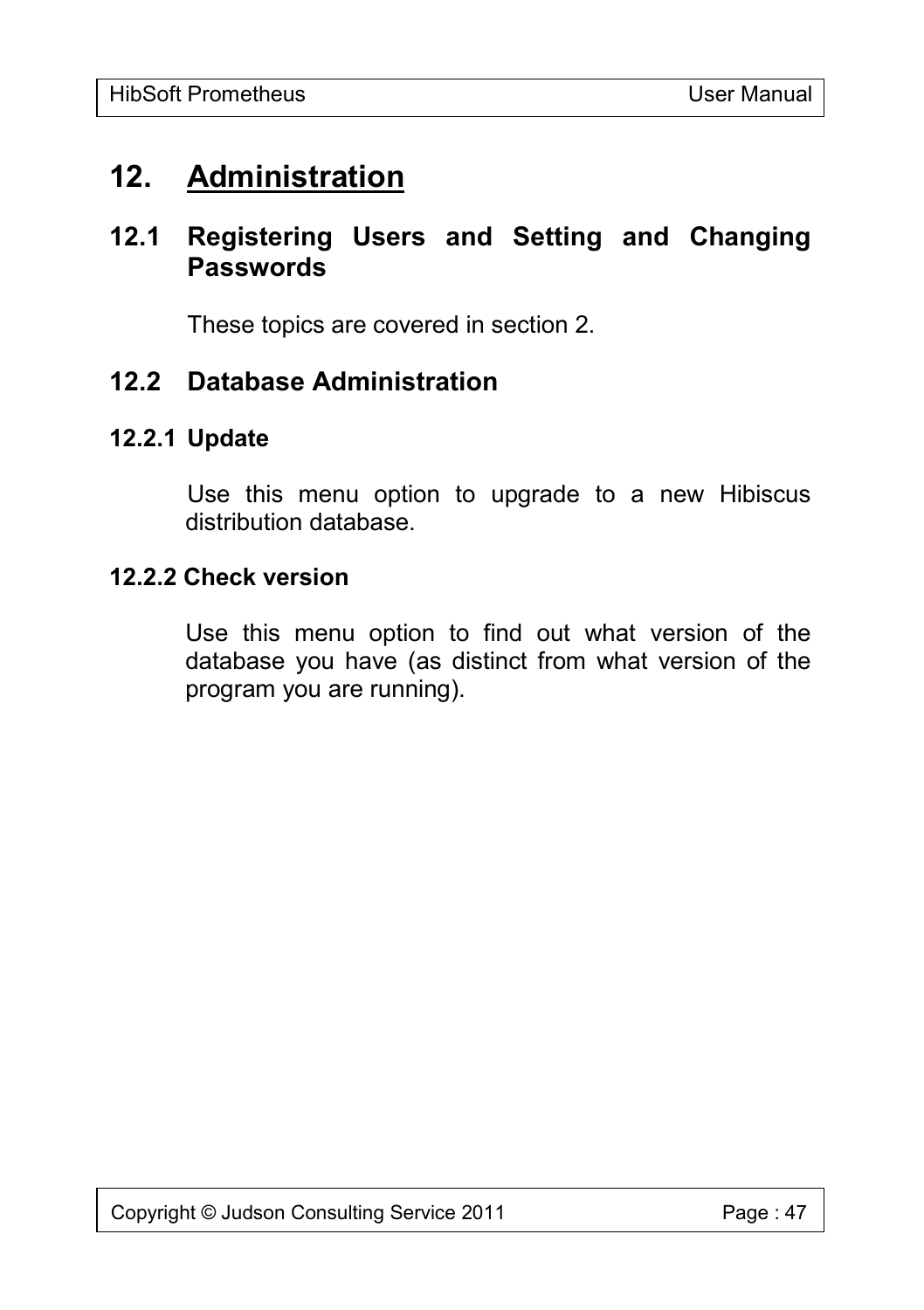# 12. Administration

## 12.1 Registering Users and Setting and Changing Passwords

These topics are covered in section 2.

## 12.2 Database Administration

### 12.2.1 Update

Use this menu option to upgrade to a new Hibiscus distribution database.

### 12.2.2 Check version

Use this menu option to find out what version of the database you have (as distinct from what version of the program you are running).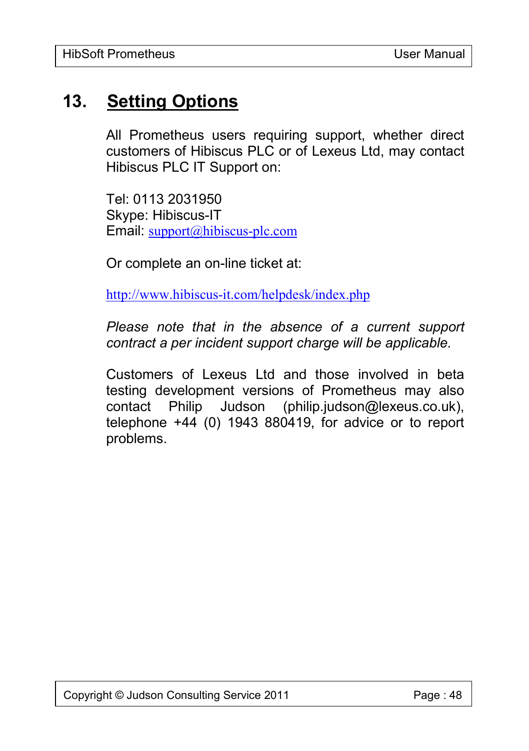# 13. Setting Options

All Prometheus users requiring support, whether direct customers of Hibiscus PLC or of Lexeus Ltd, may contact Hibiscus PLC IT Support on:

Tel: 0113 2031950
Skype: Hibiscus-IT
Email: support@hibiscus-plc.com

Or complete an on-line ticket at:

http://www.hibiscus-it.com/helpdesk/index.php

*Please note that in the absence of a current support contract a per incident support charge will be applicable.*

Customers of Lexeus Ltd and those involved in beta testing development versions of Prometheus may also contact Philip Judson (philip.judson@lexeus.co.uk), telephone +44 (0) 1943 880419, for advice or to report problems.